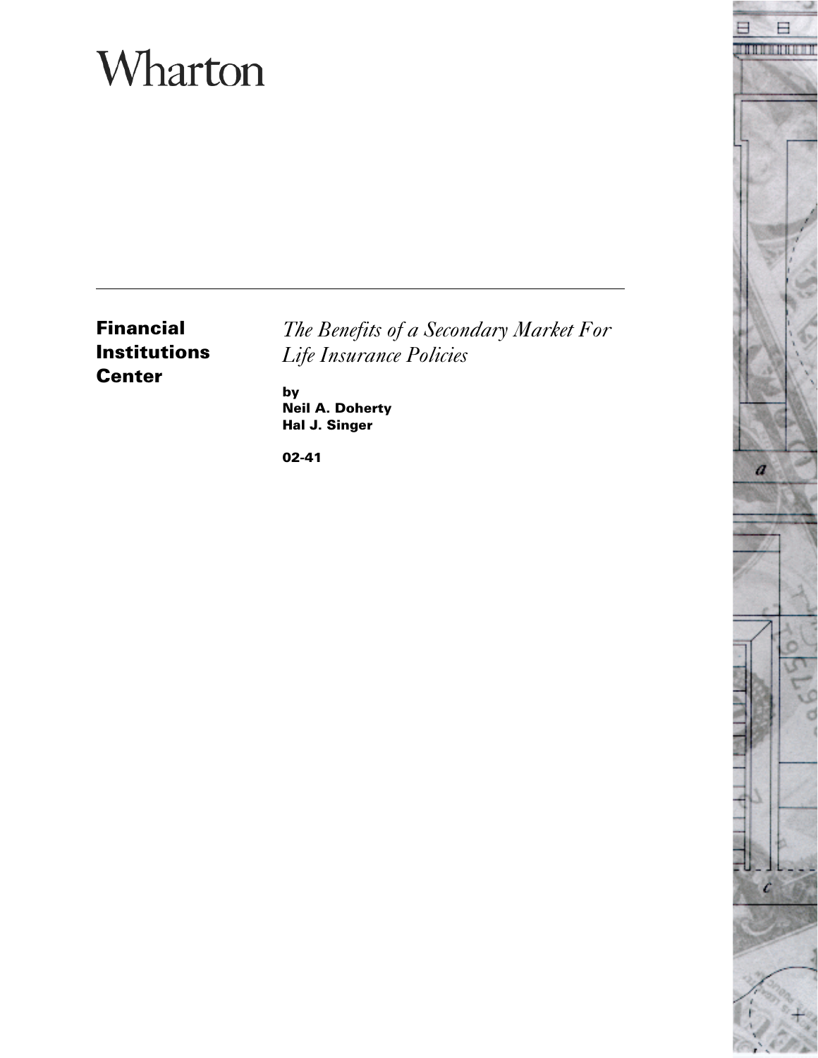# Wharton

**Financial Institutions Center**

*The Benefits of a Secondary Market For Life Insurance Policies*

**by**
**Neil A. Doherty**
**Hal J. Singer**

**02-41**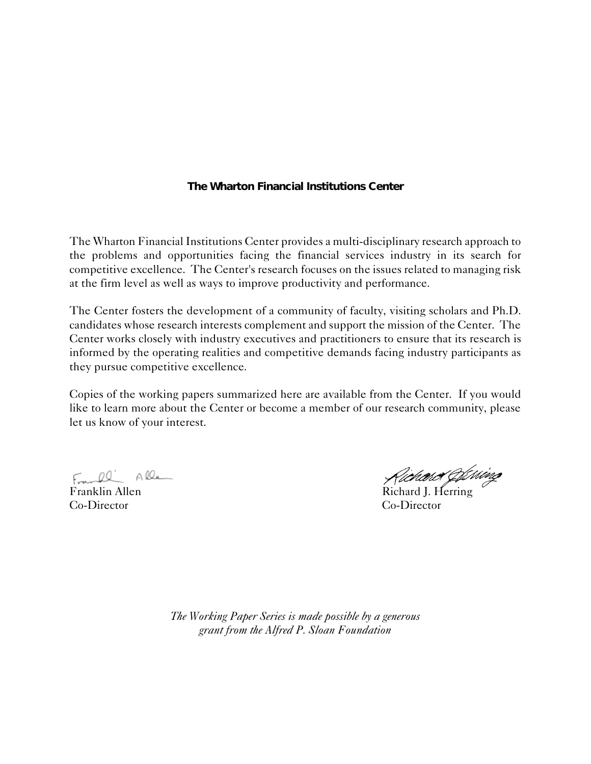**The Wharton Financial Institutions Center**

The Wharton Financial Institutions Center provides a multi-disciplinary research approach to the problems and opportunities facing the financial services industry in its search for competitive excellence. The Center's research focuses on the issues related to managing risk at the firm level as well as ways to improve productivity and performance.

The Center fosters the development of a community of faculty, visiting scholars and Ph.D. candidates whose research interests complement and support the mission of the Center. The Center works closely with industry executives and practitioners to ensure that its research is informed by the operating realities and competitive demands facing industry participants as they pursue competitive excellence.

Copies of the working papers summarized here are available from the Center. If you would like to learn more about the Center or become a member of our research community, please let us know of your interest.

Franklin Allen
Co-Director

Richard J. Herring
Co-Director

*The Working Paper Series is made possible by a generous grant from the Alfred P. Sloan Foundation*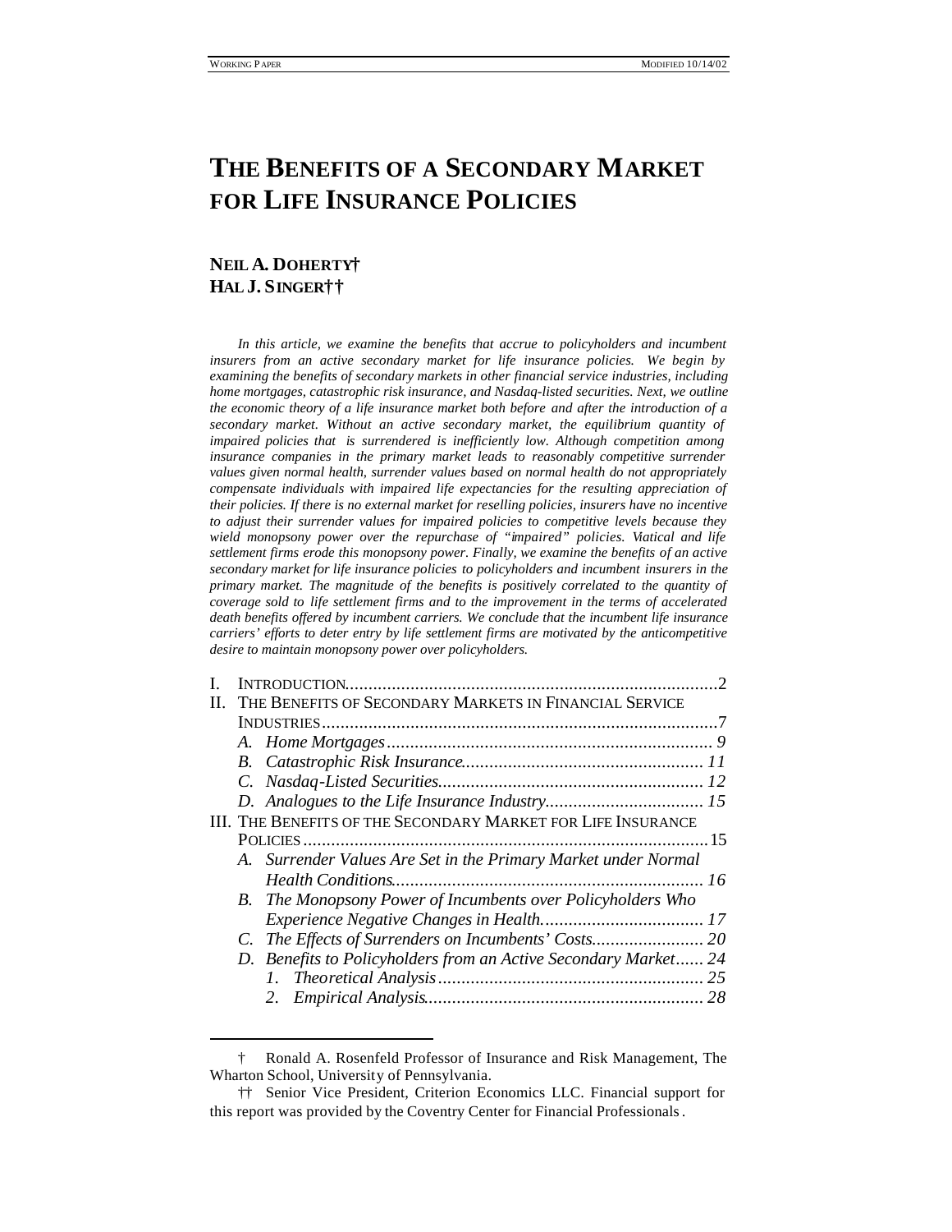# THE BENEFITS OF A SECONDARY MARKET FOR LIFE INSURANCE POLICIES

**NEIL A. DOHERTY†**
**HAL J. SINGER††**

*In this article, we examine the benefits that accrue to policyholders and incumbent insurers from an active secondary market for life insurance policies. We begin by examining the benefits of secondary markets in other financial service industries, including home mortgages, catastrophic risk insurance, and Nasdaq-listed securities. Next, we outline the economic theory of a life insurance market both before and after the introduction of a secondary market. Without an active secondary market, the equilibrium quantity of impaired policies that is surrendered is inefficiently low. Although competition among insurance companies in the primary market leads to reasonably competitive surrender values given normal health, surrender values based on normal health do not appropriately compensate individuals with impaired life expectancies for the resulting appreciation of their policies. If there is no external market for reselling policies, insurers have no incentive to adjust their surrender values for impaired policies to competitive levels because they wield monopsony power over the repurchase of "impaired" policies. Viatical and life settlement firms erode this monopsony power. Finally, we examine the benefits of an active secondary market for life insurance policies to policyholders and incumbent insurers in the primary market. The magnitude of the benefits is positively correlated to the quantity of coverage sold to life settlement firms and to the improvement in the terms of accelerated death benefits offered by incumbent carriers. We conclude that the incumbent life insurance carriers' efforts to deter entry by life settlement firms are motivated by the anticompetitive desire to maintain monopsony power over policyholders.*

- I. INTRODUCTION ............ 2
- II. THE BENEFITS OF SECONDARY MARKETS IN FINANCIAL SERVICE INDUSTRIES ............ 7
  - *A. Home Mortgages ............ 9*
  - *B. Catastrophic Risk Insurance ............ 11*
  - *C. Nasdaq-Listed Securities ............ 12*
  - *D. Analogues to the Life Insurance Industry ............ 15*
- III. THE BENEFITS OF THE SECONDARY MARKET FOR LIFE INSURANCE POLICIES ............ 15
  - *A. Surrender Values Are Set in the Primary Market under Normal Health Conditions ............ 16*
  - *B. The Monopsony Power of Incumbents over Policyholders Who Experience Negative Changes in Health ............ 17*
  - *C. The Effects of Surrenders on Incumbents' Costs ............ 20*
  - *D. Benefits to Policyholders from an Active Secondary Market ............ 24*
    - *1. Theoretical Analysis ............ 25*
    - *2. Empirical Analysis ............ 28*

---

† Ronald A. Rosenfeld Professor of Insurance and Risk Management, The Wharton School, University of Pennsylvania.

†† Senior Vice President, Criterion Economics LLC. Financial support for this report was provided by the Coventry Center for Financial Professionals.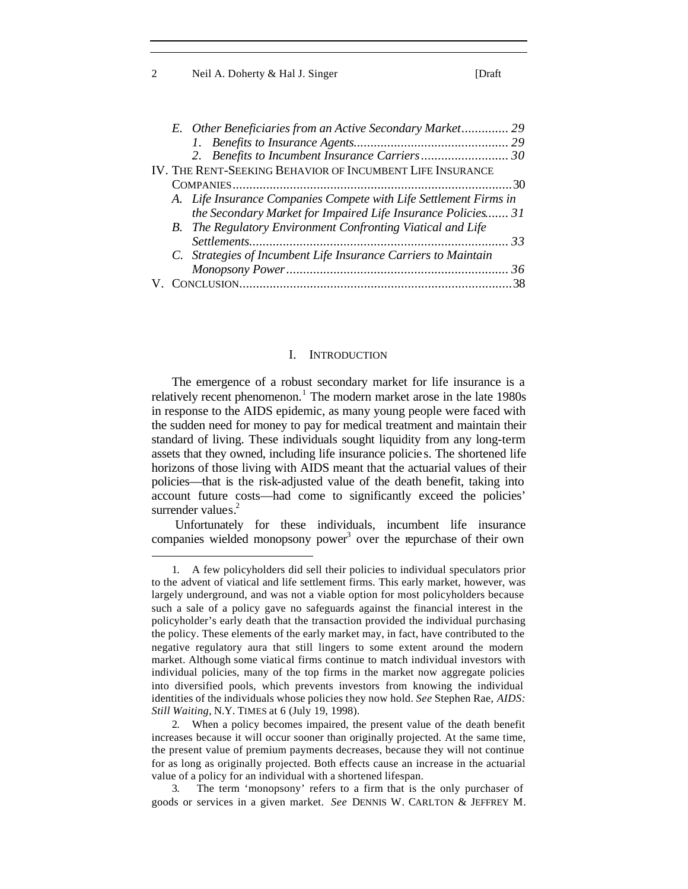E. *Other Beneficiaries from an Active Secondary Market* .............. 29
   1. *Benefits to Insurance Agents* .............................................. 29
   2. *Benefits to Incumbent Insurance Carriers* .......................... 30

IV. THE RENT-SEEKING BEHAVIOR OF INCUMBENT LIFE INSURANCE COMPANIES ........................................................................................ 30

A. *Life Insurance Companies Compete with Life Settlement Firms in the Secondary Market for Impaired Life Insurance Policies* ....... 31

B. *The Regulatory Environment Confronting Viatical and Life Settlements* ............................................................................ 33

C. *Strategies of Incumbent Life Insurance Carriers to Maintain Monopsony Power* .................................................................. 36

V. CONCLUSION ................................................................................ 38

## I. INTRODUCTION

The emergence of a robust secondary market for life insurance is a relatively recent phenomenon.[1] The modern market arose in the late 1980s in response to the AIDS epidemic, as many young people were faced with the sudden need for money to pay for medical treatment and maintain their standard of living. These individuals sought liquidity from any long-term assets that they owned, including life insurance policies. The shortened life horizons of those living with AIDS meant that the actuarial values of their policies—that is the risk-adjusted value of the death benefit, taking into account future costs—had come to significantly exceed the policies' surrender values.[2]

Unfortunately for these individuals, incumbent life insurance companies wielded monopsony power[3] over the repurchase of their own

---

1. A few policyholders did sell their policies to individual speculators prior to the advent of viatical and life settlement firms. This early market, however, was largely underground, and was not a viable option for most policyholders because such a sale of a policy gave no safeguards against the financial interest in the policyholder's early death that the transaction provided the individual purchasing the policy. These elements of the early market may, in fact, have contributed to the negative regulatory aura that still lingers to some extent around the modern market. Although some viatical firms continue to match individual investors with individual policies, many of the top firms in the market now aggregate policies into diversified pools, which prevents investors from knowing the individual identities of the individuals whose policies they now hold. *See* Stephen Rae, *AIDS: Still Waiting*, N.Y. TIMES at 6 (July 19, 1998).

2. When a policy becomes impaired, the present value of the death benefit increases because it will occur sooner than originally projected. At the same time, the present value of premium payments decreases, because they will not continue for as long as originally projected. Both effects cause an increase in the actuarial value of a policy for an individual with a shortened lifespan.

3. The term 'monopsony' refers to a firm that is the only purchaser of goods or services in a given market. *See* DENNIS W. CARLTON & JEFFREY M.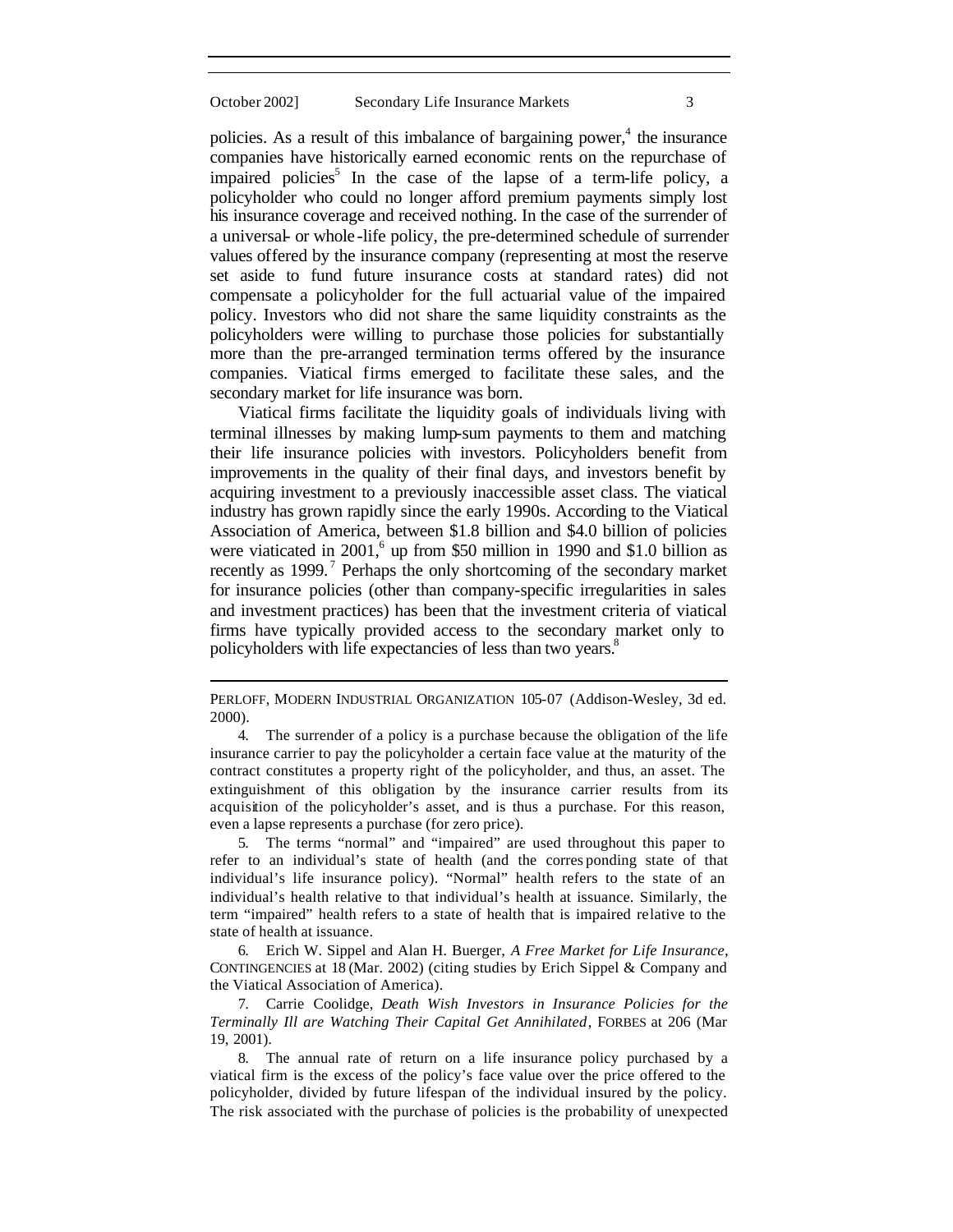policies. As a result of this imbalance of bargaining power,[4] the insurance companies have historically earned economic rents on the repurchase of impaired policies[5] In the case of the lapse of a term-life policy, a policyholder who could no longer afford premium payments simply lost his insurance coverage and received nothing. In the case of the surrender of a universal- or whole-life policy, the pre-determined schedule of surrender values offered by the insurance company (representing at most the reserve set aside to fund future insurance costs at standard rates) did not compensate a policyholder for the full actuarial value of the impaired policy. Investors who did not share the same liquidity constraints as the policyholders were willing to purchase those policies for substantially more than the pre-arranged termination terms offered by the insurance companies. Viatical firms emerged to facilitate these sales, and the secondary market for life insurance was born.

Viatical firms facilitate the liquidity goals of individuals living with terminal illnesses by making lump-sum payments to them and matching their life insurance policies with investors. Policyholders benefit from improvements in the quality of their final days, and investors benefit by acquiring investment to a previously inaccessible asset class. The viatical industry has grown rapidly since the early 1990s. According to the Viatical Association of America, between $1.8 billion and $4.0 billion of policies were viaticated in 2001,[6] up from $50 million in 1990 and $1.0 billion as recently as 1999.[7] Perhaps the only shortcoming of the secondary market for insurance policies (other than company-specific irregularities in sales and investment practices) has been that the investment criteria of viatical firms have typically provided access to the secondary market only to policyholders with life expectancies of less than two years.[8]

---

PERLOFF, MODERN INDUSTRIAL ORGANIZATION 105-07 (Addison-Wesley, 3d ed. 2000).

4. The surrender of a policy is a purchase because the obligation of the life insurance carrier to pay the policyholder a certain face value at the maturity of the contract constitutes a property right of the policyholder, and thus, an asset. The extinguishment of this obligation by the insurance carrier results from its acquisition of the policyholder's asset, and is thus a purchase. For this reason, even a lapse represents a purchase (for zero price).

5. The terms "normal" and "impaired" are used throughout this paper to refer to an individual's state of health (and the corresponding state of that individual's life insurance policy). "Normal" health refers to the state of an individual's health relative to that individual's health at issuance. Similarly, the term "impaired" health refers to a state of health that is impaired relative to the state of health at issuance.

6. Erich W. Sippel and Alan H. Buerger, *A Free Market for Life Insurance*, CONTINGENCIES at 18 (Mar. 2002) (citing studies by Erich Sippel & Company and the Viatical Association of America).

7. Carrie Coolidge, *Death Wish Investors in Insurance Policies for the Terminally Ill are Watching Their Capital Get Annihilated*, FORBES at 206 (Mar 19, 2001).

8. The annual rate of return on a life insurance policy purchased by a viatical firm is the excess of the policy's face value over the price offered to the policyholder, divided by future lifespan of the individual insured by the policy. The risk associated with the purchase of policies is the probability of unexpected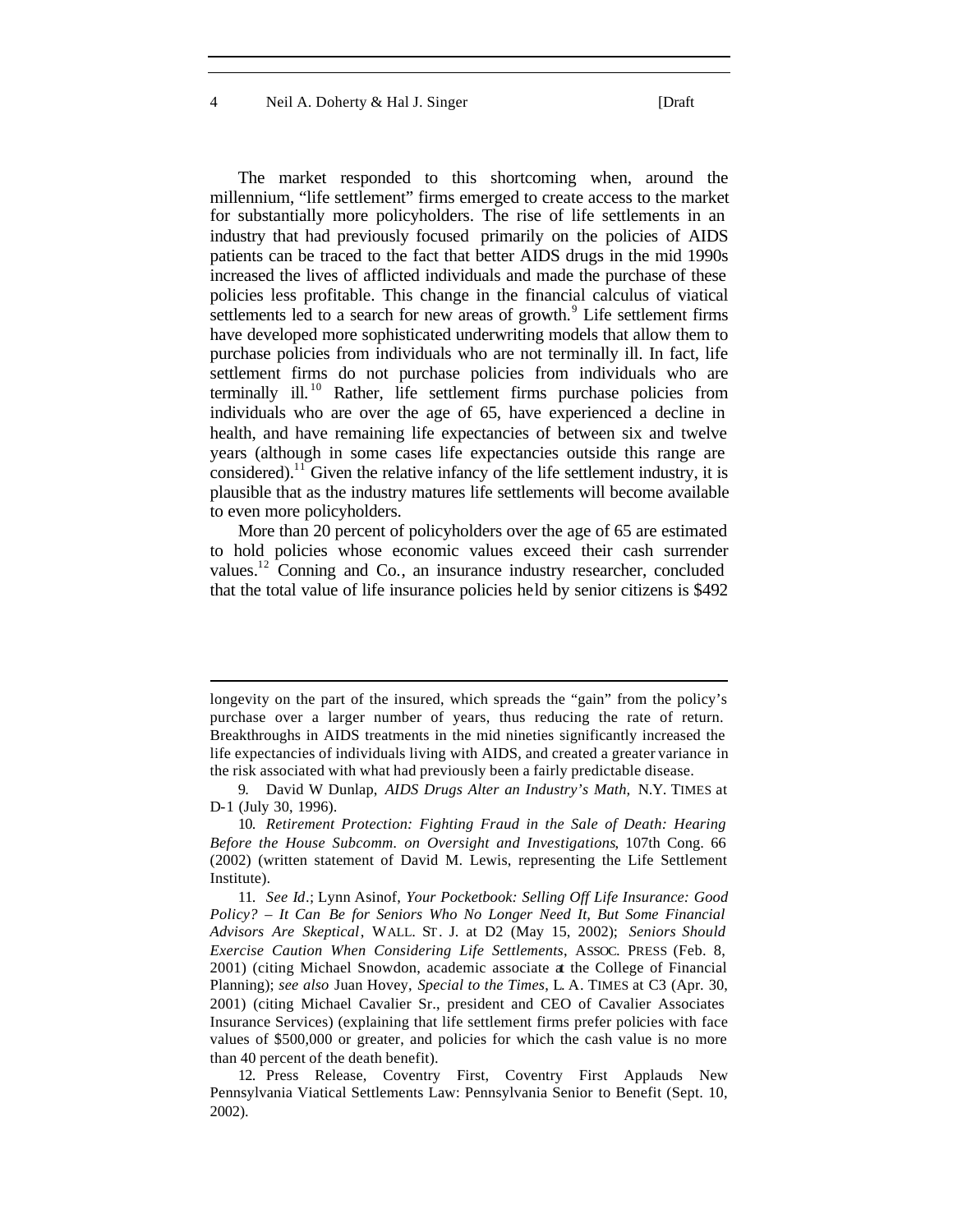The market responded to this shortcoming when, around the millennium, "life settlement" firms emerged to create access to the market for substantially more policyholders. The rise of life settlements in an industry that had previously focused primarily on the policies of AIDS patients can be traced to the fact that better AIDS drugs in the mid 1990s increased the lives of afflicted individuals and made the purchase of these policies less profitable. This change in the financial calculus of viatical settlements led to a search for new areas of growth.[9] Life settlement firms have developed more sophisticated underwriting models that allow them to purchase policies from individuals who are not terminally ill. In fact, life settlement firms do not purchase policies from individuals who are terminally ill.[10] Rather, life settlement firms purchase policies from individuals who are over the age of 65, have experienced a decline in health, and have remaining life expectancies of between six and twelve years (although in some cases life expectancies outside this range are considered).[11] Given the relative infancy of the life settlement industry, it is plausible that as the industry matures life settlements will become available to even more policyholders.

More than 20 percent of policyholders over the age of 65 are estimated to hold policies whose economic values exceed their cash surrender values.[12] Conning and Co., an insurance industry researcher, concluded that the total value of life insurance policies held by senior citizens is $492

---

longevity on the part of the insured, which spreads the "gain" from the policy's purchase over a larger number of years, thus reducing the rate of return. Breakthroughs in AIDS treatments in the mid nineties significantly increased the life expectancies of individuals living with AIDS, and created a greater variance in the risk associated with what had previously been a fairly predictable disease.

9. David W Dunlap, *AIDS Drugs Alter an Industry's Math,* N.Y. TIMES at D-1 (July 30, 1996).

10. *Retirement Protection: Fighting Fraud in the Sale of Death: Hearing Before the House Subcomm. on Oversight and Investigations*, 107th Cong. 66 (2002) (written statement of David M. Lewis, representing the Life Settlement Institute).

11. *See Id*.; Lynn Asinof, *Your Pocketbook: Selling Off Life Insurance: Good Policy? – It Can Be for Seniors Who No Longer Need It, But Some Financial Advisors Are Skeptical*, WALL. ST. J. at D2 (May 15, 2002); *Seniors Should Exercise Caution When Considering Life Settlements*, ASSOC. PRESS (Feb. 8, 2001) (citing Michael Snowdon, academic associate at the College of Financial Planning); *see also* Juan Hovey, *Special to the Times*, L. A. TIMES at C3 (Apr. 30, 2001) (citing Michael Cavalier Sr., president and CEO of Cavalier Associates Insurance Services) (explaining that life settlement firms prefer policies with face values of $500,000 or greater, and policies for which the cash value is no more than 40 percent of the death benefit).

12. Press Release, Coventry First, Coventry First Applauds New Pennsylvania Viatical Settlements Law: Pennsylvania Senior to Benefit (Sept. 10, 2002).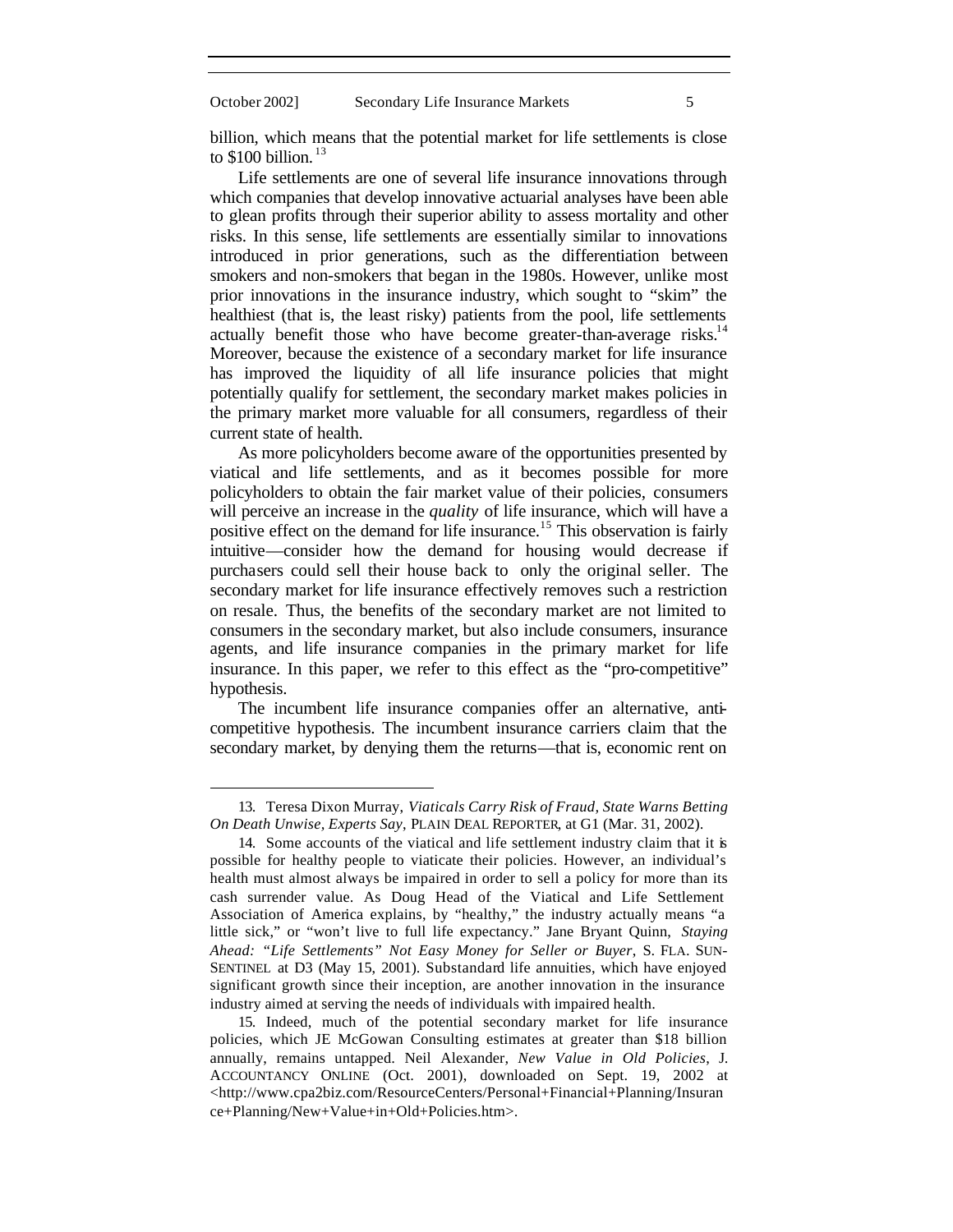billion, which means that the potential market for life settlements is close to $100 billion.[13]

Life settlements are one of several life insurance innovations through which companies that develop innovative actuarial analyses have been able to glean profits through their superior ability to assess mortality and other risks. In this sense, life settlements are essentially similar to innovations introduced in prior generations, such as the differentiation between smokers and non-smokers that began in the 1980s. However, unlike most prior innovations in the insurance industry, which sought to "skim" the healthiest (that is, the least risky) patients from the pool, life settlements actually benefit those who have become greater-than-average risks.[14] Moreover, because the existence of a secondary market for life insurance has improved the liquidity of all life insurance policies that might potentially qualify for settlement, the secondary market makes policies in the primary market more valuable for all consumers, regardless of their current state of health.

As more policyholders become aware of the opportunities presented by viatical and life settlements, and as it becomes possible for more policyholders to obtain the fair market value of their policies, consumers will perceive an increase in the *quality* of life insurance, which will have a positive effect on the demand for life insurance.[15] This observation is fairly intuitive—consider how the demand for housing would decrease if purchasers could sell their house back to only the original seller. The secondary market for life insurance effectively removes such a restriction on resale. Thus, the benefits of the secondary market are not limited to consumers in the secondary market, but also include consumers, insurance agents, and life insurance companies in the primary market for life insurance. In this paper, we refer to this effect as the "pro-competitive" hypothesis.

The incumbent life insurance companies offer an alternative, anti-competitive hypothesis. The incumbent insurance carriers claim that the secondary market, by denying them the returns—that is, economic rent on

---

13. Teresa Dixon Murray, *Viaticals Carry Risk of Fraud, State Warns Betting On Death Unwise, Experts Say*, PLAIN DEAL REPORTER, at G1 (Mar. 31, 2002).

14. Some accounts of the viatical and life settlement industry claim that it is possible for healthy people to viaticate their policies. However, an individual's health must almost always be impaired in order to sell a policy for more than its cash surrender value. As Doug Head of the Viatical and Life Settlement Association of America explains, by "healthy," the industry actually means "a little sick," or "won't live to full life expectancy." Jane Bryant Quinn, *Staying Ahead: "Life Settlements" Not Easy Money for Seller or Buyer*, S. FLA. SUN-SENTINEL at D3 (May 15, 2001). Substandard life annuities, which have enjoyed significant growth since their inception, are another innovation in the insurance industry aimed at serving the needs of individuals with impaired health.

15. Indeed, much of the potential secondary market for life insurance policies, which JE McGowan Consulting estimates at greater than $18 billion annually, remains untapped. Neil Alexander, *New Value in Old Policies*, J. ACCOUNTANCY ONLINE (Oct. 2001), downloaded on Sept. 19, 2002 at <http://www.cpa2biz.com/ResourceCenters/Personal+Financial+Planning/Insurance+Planning/New+Value+in+Old+Policies.htm>.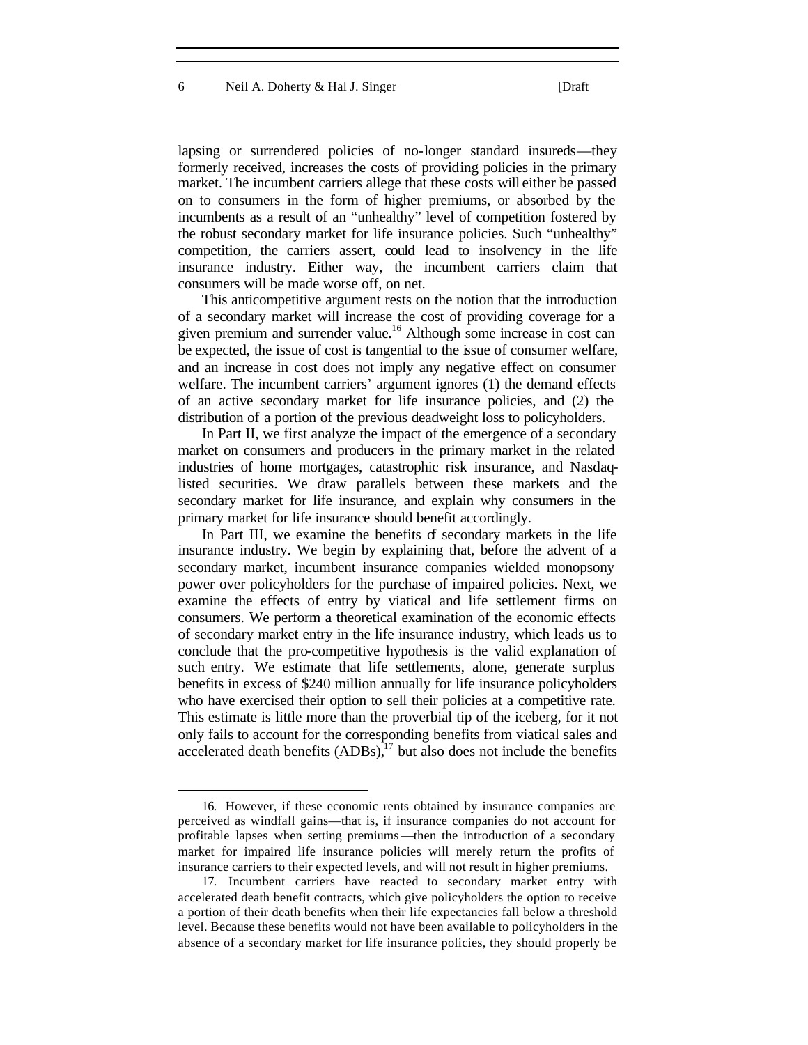lapsing or surrendered policies of no-longer standard insureds—they formerly received, increases the costs of providing policies in the primary market. The incumbent carriers allege that these costs will either be passed on to consumers in the form of higher premiums, or absorbed by the incumbents as a result of an "unhealthy" level of competition fostered by the robust secondary market for life insurance policies. Such "unhealthy" competition, the carriers assert, could lead to insolvency in the life insurance industry. Either way, the incumbent carriers claim that consumers will be made worse off, on net.

This anticompetitive argument rests on the notion that the introduction of a secondary market will increase the cost of providing coverage for a given premium and surrender value.[16] Although some increase in cost can be expected, the issue of cost is tangential to the issue of consumer welfare, and an increase in cost does not imply any negative effect on consumer welfare. The incumbent carriers' argument ignores (1) the demand effects of an active secondary market for life insurance policies, and (2) the distribution of a portion of the previous deadweight loss to policyholders.

In Part II, we first analyze the impact of the emergence of a secondary market on consumers and producers in the primary market in the related industries of home mortgages, catastrophic risk insurance, and Nasdaq-listed securities. We draw parallels between these markets and the secondary market for life insurance, and explain why consumers in the primary market for life insurance should benefit accordingly.

In Part III, we examine the benefits of secondary markets in the life insurance industry. We begin by explaining that, before the advent of a secondary market, incumbent insurance companies wielded monopsony power over policyholders for the purchase of impaired policies. Next, we examine the effects of entry by viatical and life settlement firms on consumers. We perform a theoretical examination of the economic effects of secondary market entry in the life insurance industry, which leads us to conclude that the pro-competitive hypothesis is the valid explanation of such entry. We estimate that life settlements, alone, generate surplus benefits in excess of $240 million annually for life insurance policyholders who have exercised their option to sell their policies at a competitive rate. This estimate is little more than the proverbial tip of the iceberg, for it not only fails to account for the corresponding benefits from viatical sales and accelerated death benefits (ADBs),[17] but also does not include the benefits

---

16. However, if these economic rents obtained by insurance companies are perceived as windfall gains—that is, if insurance companies do not account for profitable lapses when setting premiums—then the introduction of a secondary market for impaired life insurance policies will merely return the profits of insurance carriers to their expected levels, and will not result in higher premiums.

17. Incumbent carriers have reacted to secondary market entry with accelerated death benefit contracts, which give policyholders the option to receive a portion of their death benefits when their life expectancies fall below a threshold level. Because these benefits would not have been available to policyholders in the absence of a secondary market for life insurance policies, they should properly be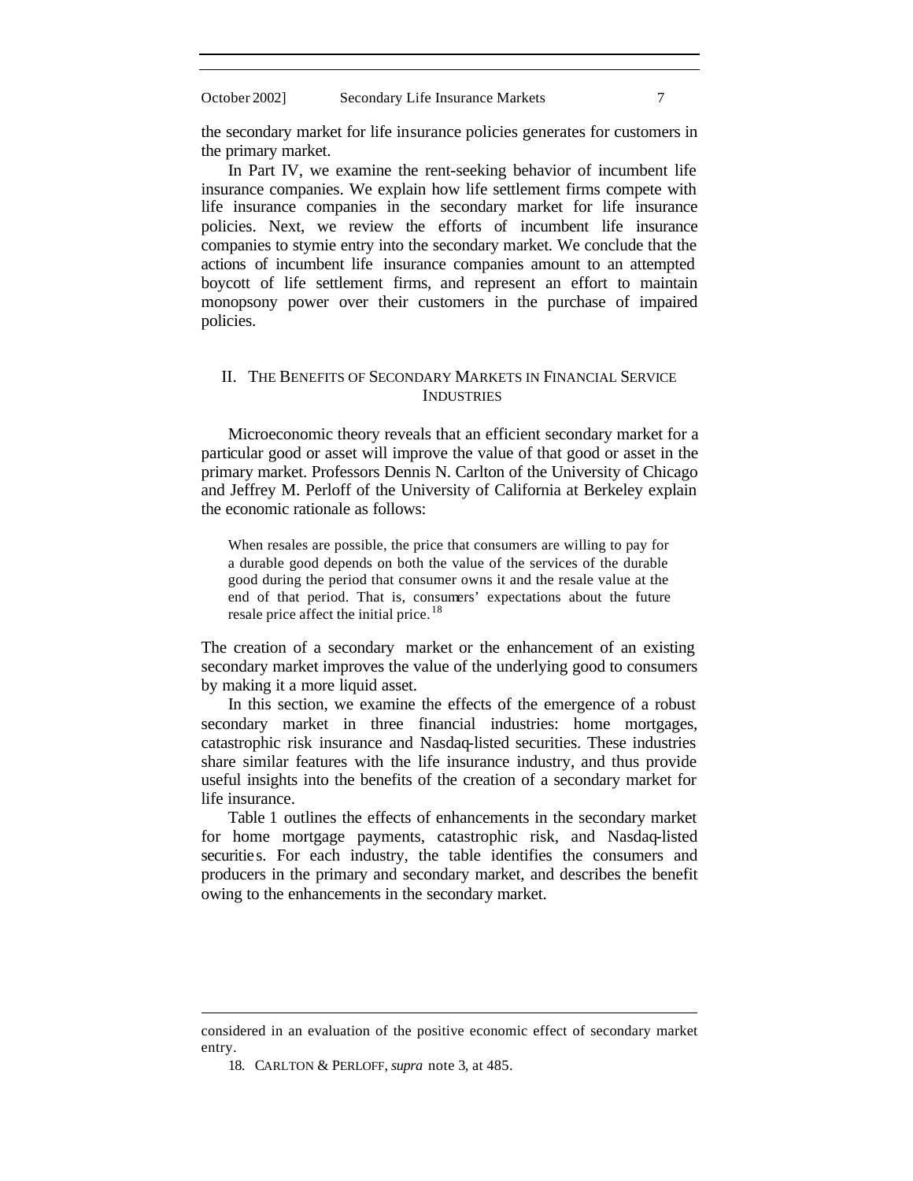the secondary market for life insurance policies generates for customers in the primary market.

In Part IV, we examine the rent-seeking behavior of incumbent life insurance companies. We explain how life settlement firms compete with life insurance companies in the secondary market for life insurance policies. Next, we review the efforts of incumbent life insurance companies to stymie entry into the secondary market. We conclude that the actions of incumbent life insurance companies amount to an attempted boycott of life settlement firms, and represent an effort to maintain monopsony power over their customers in the purchase of impaired policies.

## II. THE BENEFITS OF SECONDARY MARKETS IN FINANCIAL SERVICE INDUSTRIES

Microeconomic theory reveals that an efficient secondary market for a particular good or asset will improve the value of that good or asset in the primary market. Professors Dennis N. Carlton of the University of Chicago and Jeffrey M. Perloff of the University of California at Berkeley explain the economic rationale as follows:

> When resales are possible, the price that consumers are willing to pay for a durable good depends on both the value of the services of the durable good during the period that consumer owns it and the resale value at the end of that period. That is, consumers' expectations about the future resale price affect the initial price.[18]

The creation of a secondary market or the enhancement of an existing secondary market improves the value of the underlying good to consumers by making it a more liquid asset.

In this section, we examine the effects of the emergence of a robust secondary market in three financial industries: home mortgages, catastrophic risk insurance and Nasdaq-listed securities. These industries share similar features with the life insurance industry, and thus provide useful insights into the benefits of the creation of a secondary market for life insurance.

Table 1 outlines the effects of enhancements in the secondary market for home mortgage payments, catastrophic risk, and Nasdaq-listed securities. For each industry, the table identifies the consumers and producers in the primary and secondary market, and describes the benefit owing to the enhancements in the secondary market.

---

considered in an evaluation of the positive economic effect of secondary market entry.

18. CARLTON & PERLOFF, *supra* note 3, at 485.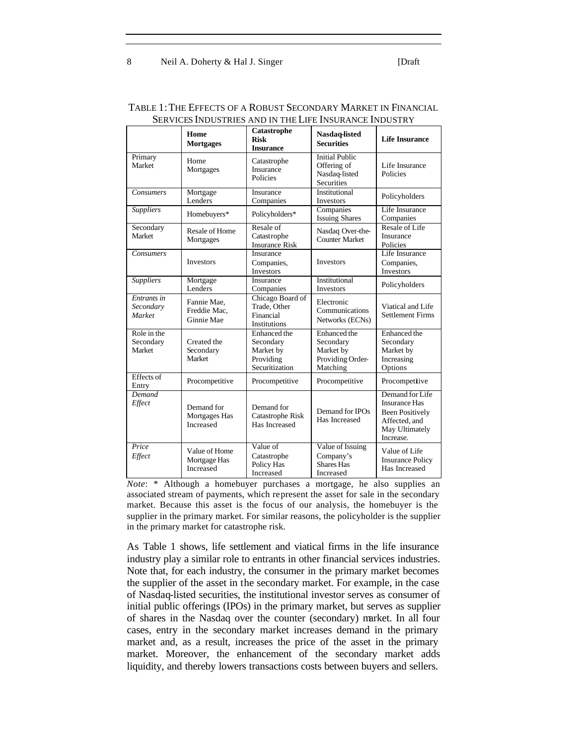TABLE 1: THE EFFECTS OF A ROBUST SECONDARY MARKET IN FINANCIAL SERVICES INDUSTRIES AND IN THE LIFE INSURANCE INDUSTRY

| | **Home Mortgages** | **Catastrophe Risk Insurance** | **Nasdaq-listed Securities** | **Life Insurance** |
|---|---|---|---|---|
| Primary Market | Home Mortgages | Catastrophe Insurance Policies | Initial Public Offering of Nasdaq-listed Securities | Life Insurance Policies |
| *Consumers* | Mortgage Lenders | Insurance Companies | Institutional Investors | Policyholders |
| *Suppliers* | Homebuyers* | Policyholders* | Companies Issuing Shares | Life Insurance Companies |
| Secondary Market | Resale of Home Mortgages | Resale of Catastrophe Insurance Risk | Nasdaq Over-the-Counter Market | Resale of Life Insurance Policies |
| *Consumers* | Investors | Insurance Companies, Investors | Investors | Life Insurance Companies, Investors |
| *Suppliers* | Mortgage Lenders | Insurance Companies | Institutional Investors | Policyholders |
| *Entrants in Secondary Market* | Fannie Mae, Freddie Mac, Ginnie Mae | Chicago Board of Trade, Other Financial Institutions | Electronic Communications Networks (ECNs) | Viatical and Life Settlement Firms |
| Role in the Secondary Market | Created the Secondary Market | Enhanced the Secondary Market by Providing Securitization | Enhanced the Secondary Market by Providing Order-Matching | Enhanced the Secondary Market by Increasing Options |
| Effects of Entry | Procompetitive | Procompetitive | Procompetitive | Procompetitive |
| *Demand Effect* | Demand for Mortgages Has Increased | Demand for Catastrophe Risk Has Increased | Demand for IPOs Has Increased | Demand for Life Insurance Has Been Positively Affected, and May Ultimately Increase. |
| *Price Effect* | Value of Home Mortgage Has Increased | Value of Catastrophe Policy Has Increased | Value of Issuing Company's Shares Has Increased | Value of Life Insurance Policy Has Increased |

*Note*: * Although a homebuyer purchases a mortgage, he also supplies an associated stream of payments, which represent the asset for sale in the secondary market. Because this asset is the focus of our analysis, the homebuyer is the supplier in the primary market. For similar reasons, the policyholder is the supplier in the primary market for catastrophe risk.

As Table 1 shows, life settlement and viatical firms in the life insurance industry play a similar role to entrants in other financial services industries. Note that, for each industry, the consumer in the primary market becomes the supplier of the asset in the secondary market. For example, in the case of Nasdaq-listed securities, the institutional investor serves as consumer of initial public offerings (IPOs) in the primary market, but serves as supplier of shares in the Nasdaq over the counter (secondary) market. In all four cases, entry in the secondary market increases demand in the primary market and, as a result, increases the price of the asset in the primary market. Moreover, the enhancement of the secondary market adds liquidity, and thereby lowers transactions costs between buyers and sellers.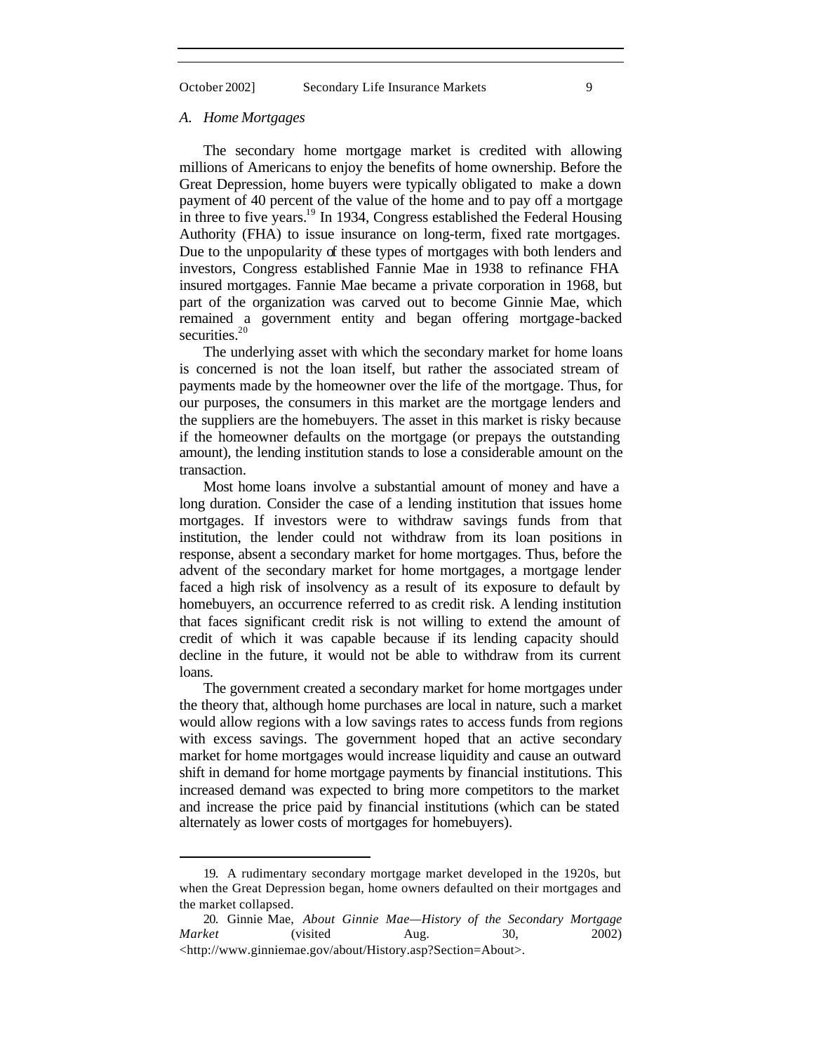### A. Home Mortgages

The secondary home mortgage market is credited with allowing millions of Americans to enjoy the benefits of home ownership. Before the Great Depression, home buyers were typically obligated to make a down payment of 40 percent of the value of the home and to pay off a mortgage in three to five years.[19] In 1934, Congress established the Federal Housing Authority (FHA) to issue insurance on long-term, fixed rate mortgages. Due to the unpopularity of these types of mortgages with both lenders and investors, Congress established Fannie Mae in 1938 to refinance FHA insured mortgages. Fannie Mae became a private corporation in 1968, but part of the organization was carved out to become Ginnie Mae, which remained a government entity and began offering mortgage-backed securities.[20]

The underlying asset with which the secondary market for home loans is concerned is not the loan itself, but rather the associated stream of payments made by the homeowner over the life of the mortgage. Thus, for our purposes, the consumers in this market are the mortgage lenders and the suppliers are the homebuyers. The asset in this market is risky because if the homeowner defaults on the mortgage (or prepays the outstanding amount), the lending institution stands to lose a considerable amount on the transaction.

Most home loans involve a substantial amount of money and have a long duration. Consider the case of a lending institution that issues home mortgages. If investors were to withdraw savings funds from that institution, the lender could not withdraw from its loan positions in response, absent a secondary market for home mortgages. Thus, before the advent of the secondary market for home mortgages, a mortgage lender faced a high risk of insolvency as a result of its exposure to default by homebuyers, an occurrence referred to as credit risk. A lending institution that faces significant credit risk is not willing to extend the amount of credit of which it was capable because if its lending capacity should decline in the future, it would not be able to withdraw from its current loans.

The government created a secondary market for home mortgages under the theory that, although home purchases are local in nature, such a market would allow regions with a low savings rates to access funds from regions with excess savings. The government hoped that an active secondary market for home mortgages would increase liquidity and cause an outward shift in demand for home mortgage payments by financial institutions. This increased demand was expected to bring more competitors to the market and increase the price paid by financial institutions (which can be stated alternately as lower costs of mortgages for homebuyers).

---

19. A rudimentary secondary mortgage market developed in the 1920s, but when the Great Depression began, home owners defaulted on their mortgages and the market collapsed.

20. Ginnie Mae, *About Ginnie Mae—History of the Secondary Mortgage Market* (visited Aug. 30, 2002) <http://www.ginniemae.gov/about/History.asp?Section=About>.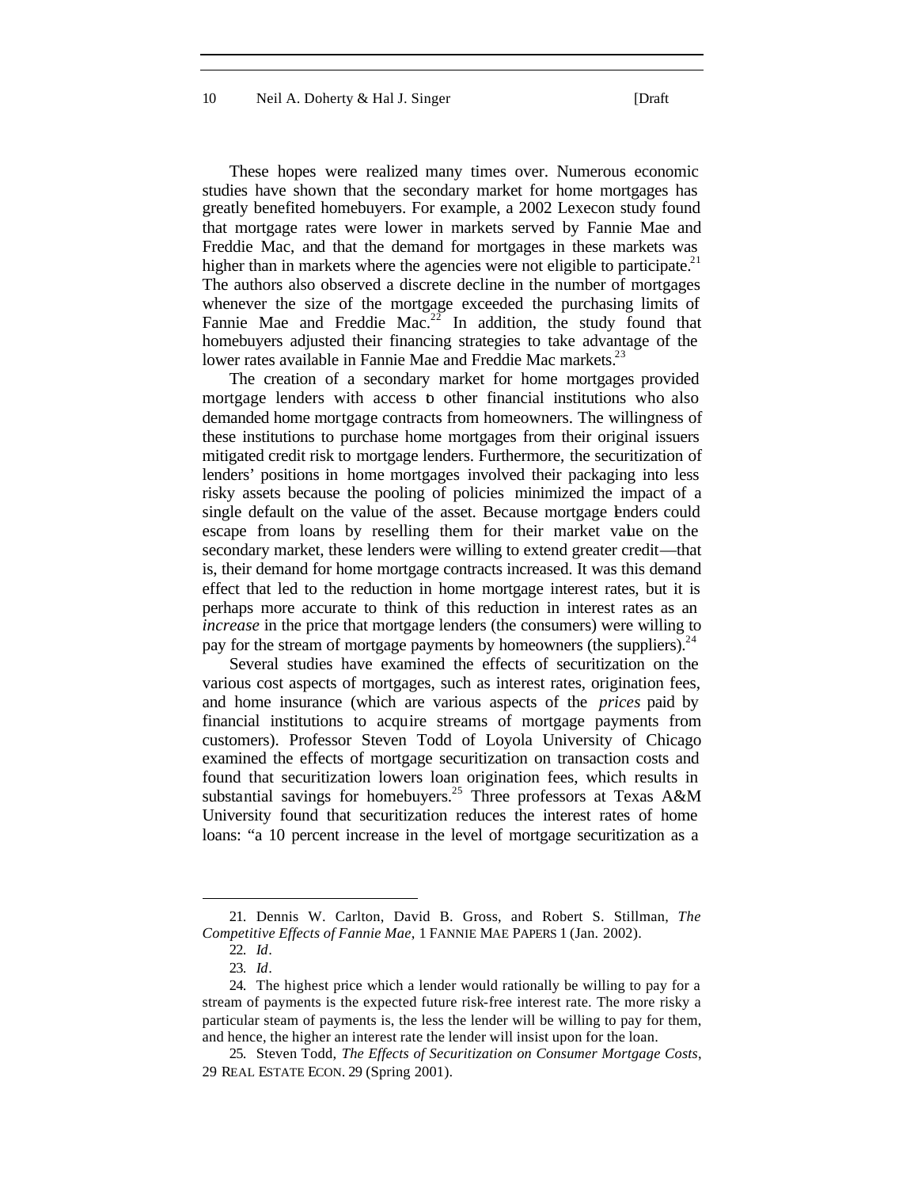These hopes were realized many times over. Numerous economic studies have shown that the secondary market for home mortgages has greatly benefited homebuyers. For example, a 2002 Lexecon study found that mortgage rates were lower in markets served by Fannie Mae and Freddie Mac, and that the demand for mortgages in these markets was higher than in markets where the agencies were not eligible to participate.[21] The authors also observed a discrete decline in the number of mortgages whenever the size of the mortgage exceeded the purchasing limits of Fannie Mae and Freddie Mac.[22] In addition, the study found that homebuyers adjusted their financing strategies to take advantage of the lower rates available in Fannie Mae and Freddie Mac markets.[23]

The creation of a secondary market for home mortgages provided mortgage lenders with access to other financial institutions who also demanded home mortgage contracts from homeowners. The willingness of these institutions to purchase home mortgages from their original issuers mitigated credit risk to mortgage lenders. Furthermore, the securitization of lenders' positions in home mortgages involved their packaging into less risky assets because the pooling of policies minimized the impact of a single default on the value of the asset. Because mortgage lenders could escape from loans by reselling them for their market value on the secondary market, these lenders were willing to extend greater credit—that is, their demand for home mortgage contracts increased. It was this demand effect that led to the reduction in home mortgage interest rates, but it is perhaps more accurate to think of this reduction in interest rates as an *increase* in the price that mortgage lenders (the consumers) were willing to pay for the stream of mortgage payments by homeowners (the suppliers).[24]

Several studies have examined the effects of securitization on the various cost aspects of mortgages, such as interest rates, origination fees, and home insurance (which are various aspects of the *prices* paid by financial institutions to acquire streams of mortgage payments from customers). Professor Steven Todd of Loyola University of Chicago examined the effects of mortgage securitization on transaction costs and found that securitization lowers loan origination fees, which results in substantial savings for homebuyers.[25] Three professors at Texas A&M University found that securitization reduces the interest rates of home loans: "a 10 percent increase in the level of mortgage securitization as a

---

21. Dennis W. Carlton, David B. Gross, and Robert S. Stillman, *The Competitive Effects of Fannie Mae*, 1 FANNIE MAE PAPERS 1 (Jan. 2002).

22. *Id*.

23. *Id*.

24. The highest price which a lender would rationally be willing to pay for a stream of payments is the expected future risk-free interest rate. The more risky a particular steam of payments is, the less the lender will be willing to pay for them, and hence, the higher an interest rate the lender will insist upon for the loan.

25. Steven Todd, *The Effects of Securitization on Consumer Mortgage Costs*, 29 REAL ESTATE ECON. 29 (Spring 2001).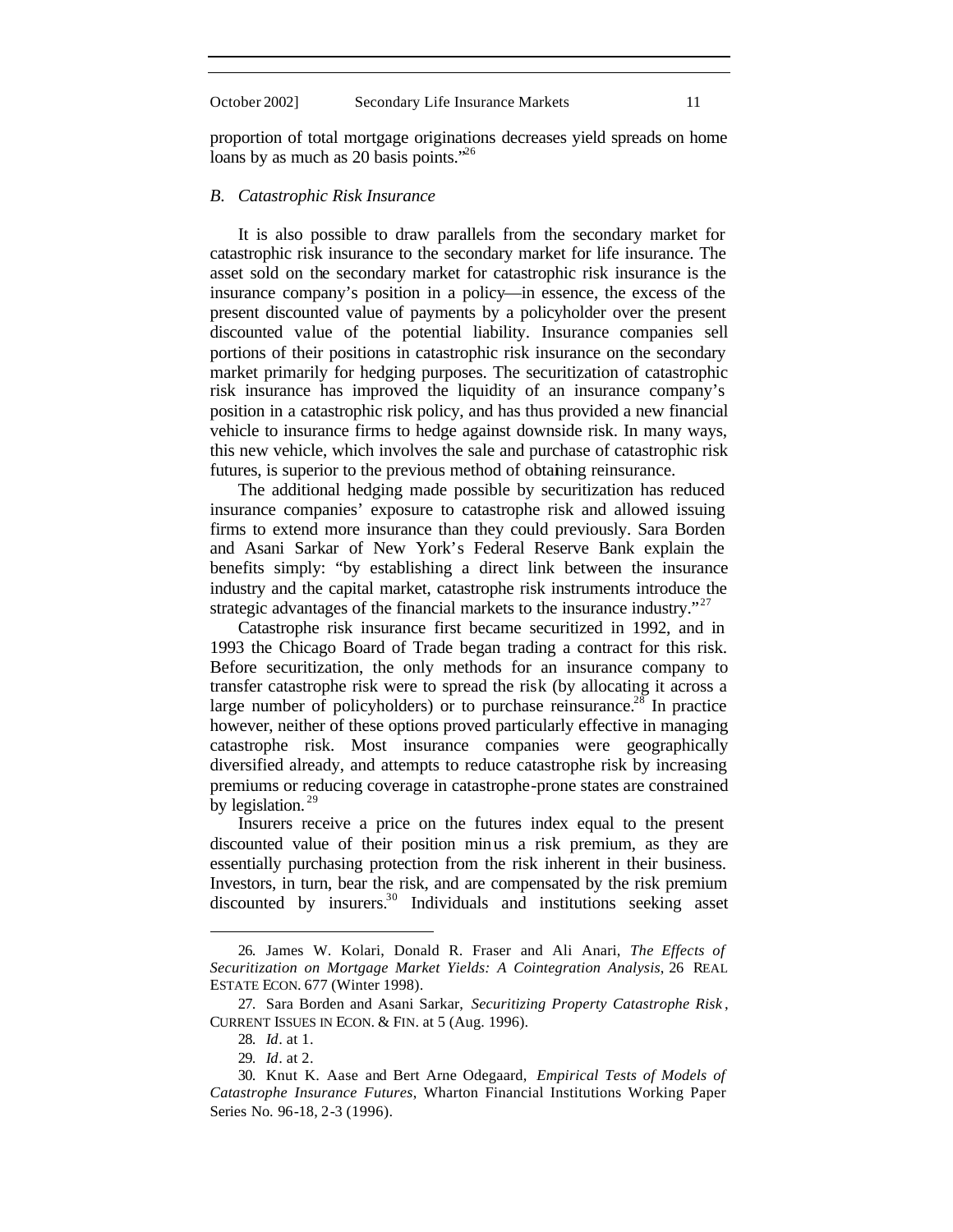proportion of total mortgage originations decreases yield spreads on home loans by as much as 20 basis points."[26]

### *B. Catastrophic Risk Insurance*

It is also possible to draw parallels from the secondary market for catastrophic risk insurance to the secondary market for life insurance. The asset sold on the secondary market for catastrophic risk insurance is the insurance company's position in a policy—in essence, the excess of the present discounted value of payments by a policyholder over the present discounted value of the potential liability. Insurance companies sell portions of their positions in catastrophic risk insurance on the secondary market primarily for hedging purposes. The securitization of catastrophic risk insurance has improved the liquidity of an insurance company's position in a catastrophic risk policy, and has thus provided a new financial vehicle to insurance firms to hedge against downside risk. In many ways, this new vehicle, which involves the sale and purchase of catastrophic risk futures, is superior to the previous method of obtaining reinsurance.

The additional hedging made possible by securitization has reduced insurance companies' exposure to catastrophe risk and allowed issuing firms to extend more insurance than they could previously. Sara Borden and Asani Sarkar of New York's Federal Reserve Bank explain the benefits simply: "by establishing a direct link between the insurance industry and the capital market, catastrophe risk instruments introduce the strategic advantages of the financial markets to the insurance industry."[27]

Catastrophe risk insurance first became securitized in 1992, and in 1993 the Chicago Board of Trade began trading a contract for this risk. Before securitization, the only methods for an insurance company to transfer catastrophe risk were to spread the risk (by allocating it across a large number of policyholders) or to purchase reinsurance.[28] In practice however, neither of these options proved particularly effective in managing catastrophe risk. Most insurance companies were geographically diversified already, and attempts to reduce catastrophe risk by increasing premiums or reducing coverage in catastrophe-prone states are constrained by legislation.[29]

Insurers receive a price on the futures index equal to the present discounted value of their position minus a risk premium, as they are essentially purchasing protection from the risk inherent in their business. Investors, in turn, bear the risk, and are compensated by the risk premium discounted by insurers.[30] Individuals and institutions seeking asset

---

26. James W. Kolari, Donald R. Fraser and Ali Anari, *The Effects of Securitization on Mortgage Market Yields: A Cointegration Analysis*, 26 REAL ESTATE ECON. 677 (Winter 1998).

27. Sara Borden and Asani Sarkar, *Securitizing Property Catastrophe Risk*, CURRENT ISSUES IN ECON. & FIN. at 5 (Aug. 1996).

28. *Id*. at 1.

29. *Id*. at 2.

30. Knut K. Aase and Bert Arne Odegaard, *Empirical Tests of Models of Catastrophe Insurance Futures*, Wharton Financial Institutions Working Paper Series No. 96-18, 2-3 (1996).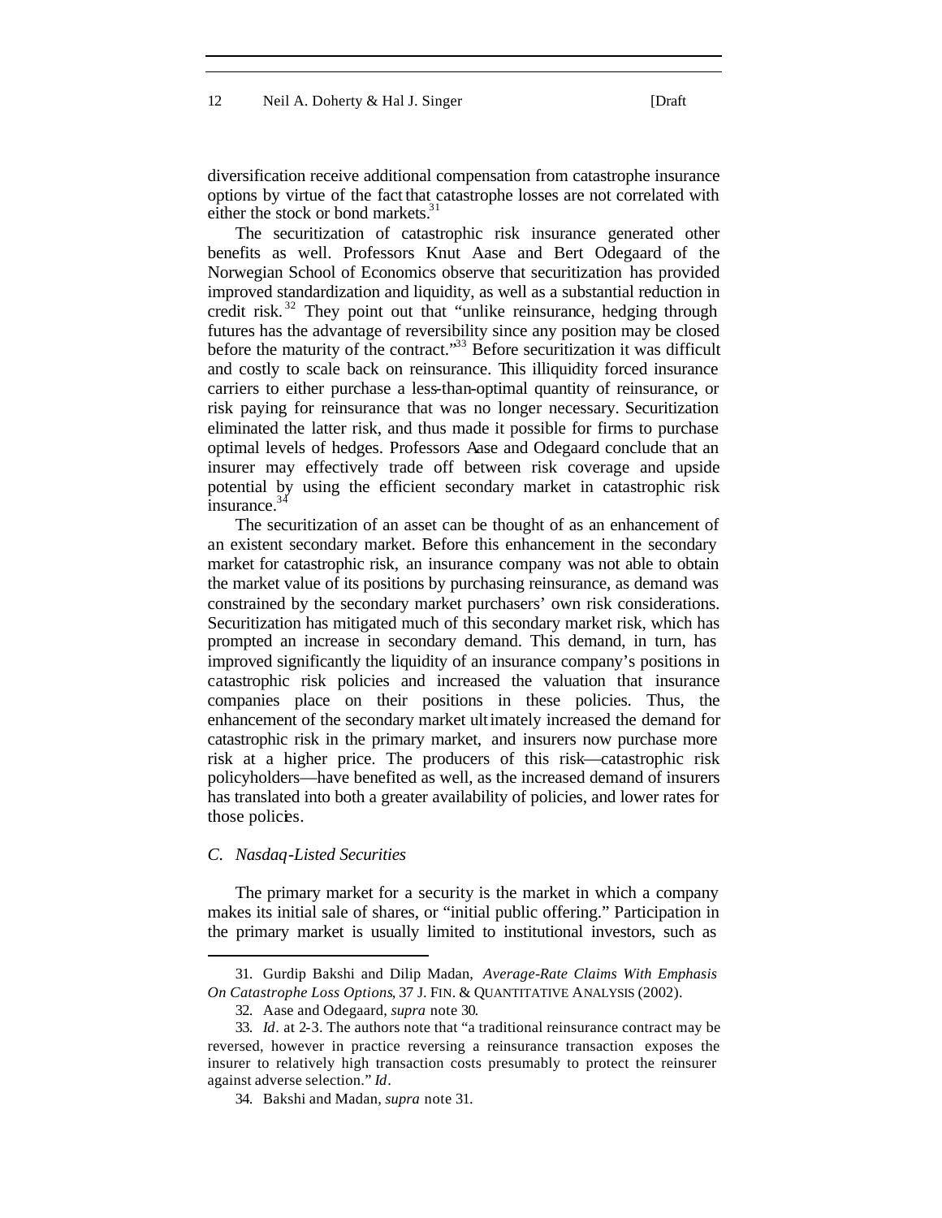diversification receive additional compensation from catastrophe insurance options by virtue of the fact that catastrophe losses are not correlated with either the stock or bond markets.[31]

The securitization of catastrophic risk insurance generated other benefits as well. Professors Knut Aase and Bert Odegaard of the Norwegian School of Economics observe that securitization has provided improved standardization and liquidity, as well as a substantial reduction in credit risk.[32] They point out that "unlike reinsurance, hedging through futures has the advantage of reversibility since any position may be closed before the maturity of the contract."[33] Before securitization it was difficult and costly to scale back on reinsurance. This illiquidity forced insurance carriers to either purchase a less-than-optimal quantity of reinsurance, or risk paying for reinsurance that was no longer necessary. Securitization eliminated the latter risk, and thus made it possible for firms to purchase optimal levels of hedges. Professors Aase and Odegaard conclude that an insurer may effectively trade off between risk coverage and upside potential by using the efficient secondary market in catastrophic risk insurance.[34]

The securitization of an asset can be thought of as an enhancement of an existent secondary market. Before this enhancement in the secondary market for catastrophic risk, an insurance company was not able to obtain the market value of its positions by purchasing reinsurance, as demand was constrained by the secondary market purchasers' own risk considerations. Securitization has mitigated much of this secondary market risk, which has prompted an increase in secondary demand. This demand, in turn, has improved significantly the liquidity of an insurance company's positions in catastrophic risk policies and increased the valuation that insurance companies place on their positions in these policies. Thus, the enhancement of the secondary market ultimately increased the demand for catastrophic risk in the primary market, and insurers now purchase more risk at a higher price. The producers of this risk—catastrophic risk policyholders—have benefited as well, as the increased demand of insurers has translated into both a greater availability of policies, and lower rates for those policies.

### *C. Nasdaq-Listed Securities*

The primary market for a security is the market in which a company makes its initial sale of shares, or "initial public offering." Participation in the primary market is usually limited to institutional investors, such as

---

31. Gurdip Bakshi and Dilip Madan, *Average-Rate Claims With Emphasis On Catastrophe Loss Options*, 37 J. FIN. & QUANTITATIVE ANALYSIS (2002).

32. Aase and Odegaard, *supra* note 30.

33. *Id*. at 2-3. The authors note that "a traditional reinsurance contract may be reversed, however in practice reversing a reinsurance transaction exposes the insurer to relatively high transaction costs presumably to protect the reinsurer against adverse selection." *Id*.

34. Bakshi and Madan, *supra* note 31.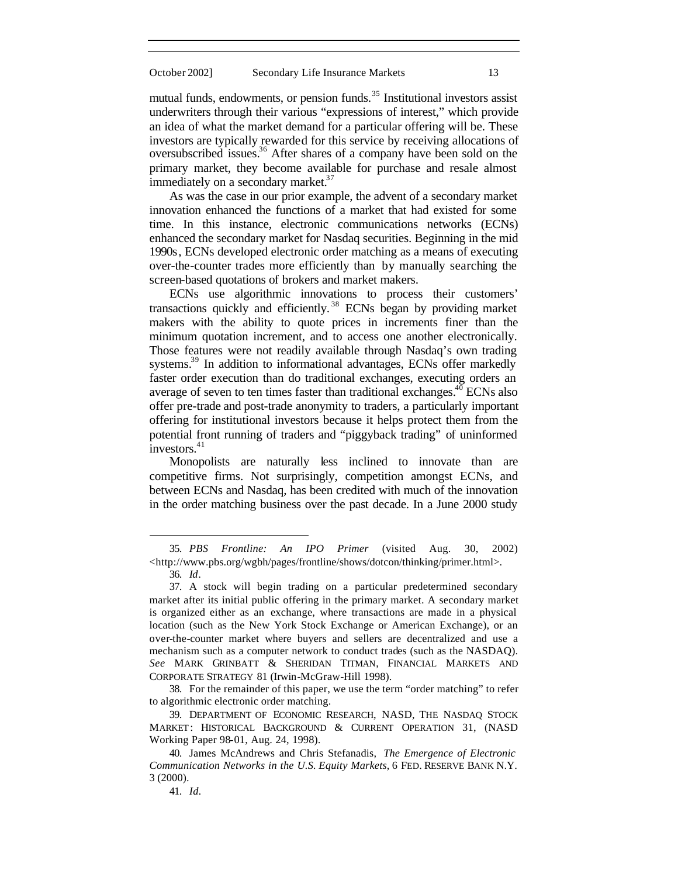mutual funds, endowments, or pension funds.[35] Institutional investors assist underwriters through their various "expressions of interest," which provide an idea of what the market demand for a particular offering will be. These investors are typically rewarded for this service by receiving allocations of oversubscribed issues.[36] After shares of a company have been sold on the primary market, they become available for purchase and resale almost immediately on a secondary market.[37]

As was the case in our prior example, the advent of a secondary market innovation enhanced the functions of a market that had existed for some time. In this instance, electronic communications networks (ECNs) enhanced the secondary market for Nasdaq securities. Beginning in the mid 1990s, ECNs developed electronic order matching as a means of executing over-the-counter trades more efficiently than by manually searching the screen-based quotations of brokers and market makers.

ECNs use algorithmic innovations to process their customers' transactions quickly and efficiently.[38] ECNs began by providing market makers with the ability to quote prices in increments finer than the minimum quotation increment, and to access one another electronically. Those features were not readily available through Nasdaq's own trading systems.[39] In addition to informational advantages, ECNs offer markedly faster order execution than do traditional exchanges, executing orders an average of seven to ten times faster than traditional exchanges.[40] ECNs also offer pre-trade and post-trade anonymity to traders, a particularly important offering for institutional investors because it helps protect them from the potential front running of traders and "piggyback trading" of uninformed investors.[41]

Monopolists are naturally less inclined to innovate than are competitive firms. Not surprisingly, competition amongst ECNs, and between ECNs and Nasdaq, has been credited with much of the innovation in the order matching business over the past decade. In a June 2000 study

---

35. *PBS Frontline: An IPO Primer* (visited Aug. 30, 2002) <http://www.pbs.org/wgbh/pages/frontline/shows/dotcon/thinking/primer.html>.

36. *Id*.

37. A stock will begin trading on a particular predetermined secondary market after its initial public offering in the primary market. A secondary market is organized either as an exchange, where transactions are made in a physical location (such as the New York Stock Exchange or American Exchange), or an over-the-counter market where buyers and sellers are decentralized and use a mechanism such as a computer network to conduct trades (such as the NASDAQ). *See* MARK GRINBATT & SHERIDAN TITMAN, FINANCIAL MARKETS AND CORPORATE STRATEGY 81 (Irwin-McGraw-Hill 1998).

38. For the remainder of this paper, we use the term "order matching" to refer to algorithmic electronic order matching.

39. DEPARTMENT OF ECONOMIC RESEARCH, NASD, THE NASDAQ STOCK MARKET: HISTORICAL BACKGROUND & CURRENT OPERATION 31, (NASD Working Paper 98-01, Aug. 24, 1998).

40. James McAndrews and Chris Stefanadis, *The Emergence of Electronic Communication Networks in the U.S. Equity Markets*, 6 FED. RESERVE BANK N.Y. 3 (2000).

41. *Id*.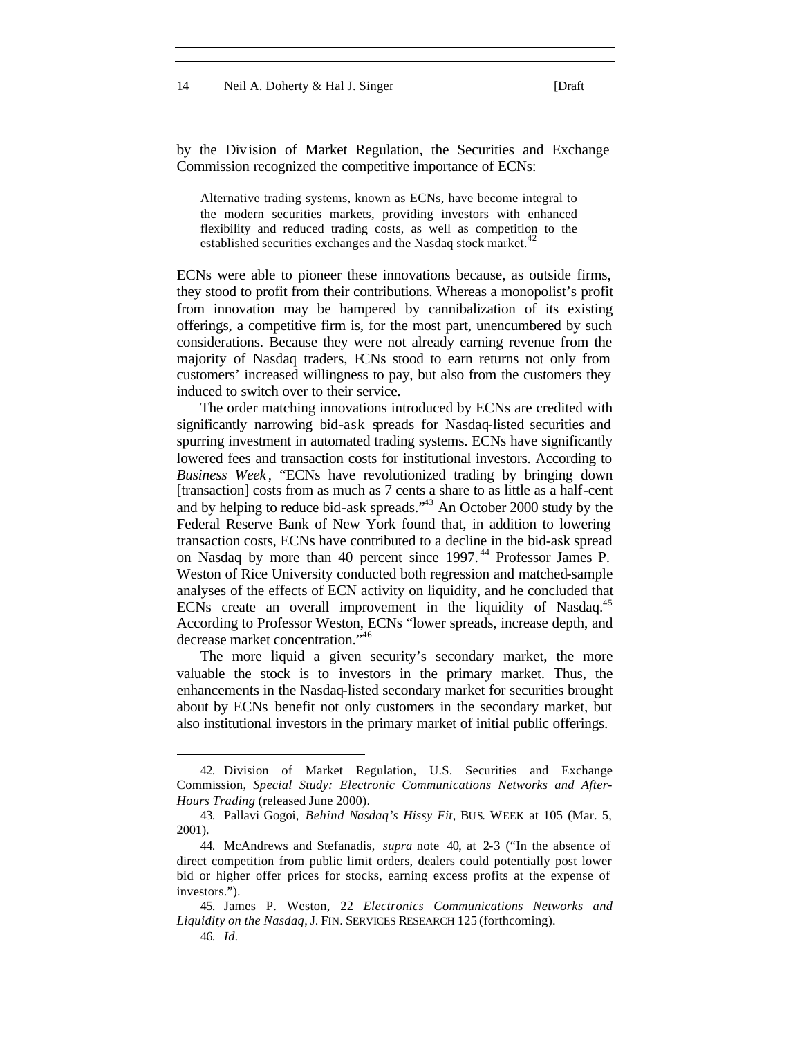by the Division of Market Regulation, the Securities and Exchange Commission recognized the competitive importance of ECNs:

> Alternative trading systems, known as ECNs, have become integral to the modern securities markets, providing investors with enhanced flexibility and reduced trading costs, as well as competition to the established securities exchanges and the Nasdaq stock market.[42]

ECNs were able to pioneer these innovations because, as outside firms, they stood to profit from their contributions. Whereas a monopolist's profit from innovation may be hampered by cannibalization of its existing offerings, a competitive firm is, for the most part, unencumbered by such considerations. Because they were not already earning revenue from the majority of Nasdaq traders, ECNs stood to earn returns not only from customers' increased willingness to pay, but also from the customers they induced to switch over to their service.

The order matching innovations introduced by ECNs are credited with significantly narrowing bid-ask spreads for Nasdaq-listed securities and spurring investment in automated trading systems. ECNs have significantly lowered fees and transaction costs for institutional investors. According to *Business Week*, "ECNs have revolutionized trading by bringing down [transaction] costs from as much as 7 cents a share to as little as a half-cent and by helping to reduce bid-ask spreads."[43] An October 2000 study by the Federal Reserve Bank of New York found that, in addition to lowering transaction costs, ECNs have contributed to a decline in the bid-ask spread on Nasdaq by more than 40 percent since 1997.[44] Professor James P. Weston of Rice University conducted both regression and matched-sample analyses of the effects of ECN activity on liquidity, and he concluded that ECNs create an overall improvement in the liquidity of Nasdaq.[45] According to Professor Weston, ECNs "lower spreads, increase depth, and decrease market concentration."[46]

The more liquid a given security's secondary market, the more valuable the stock is to investors in the primary market. Thus, the enhancements in the Nasdaq-listed secondary market for securities brought about by ECNs benefit not only customers in the secondary market, but also institutional investors in the primary market of initial public offerings.

---

42. Division of Market Regulation, U.S. Securities and Exchange Commission, *Special Study: Electronic Communications Networks and After-Hours Trading* (released June 2000).

43. Pallavi Gogoi, *Behind Nasdaq's Hissy Fit*, BUS. WEEK at 105 (Mar. 5, 2001).

44. McAndrews and Stefanadis, *supra* note 40, at 2-3 ("In the absence of direct competition from public limit orders, dealers could potentially post lower bid or higher offer prices for stocks, earning excess profits at the expense of investors.").

45. James P. Weston, 22 *Electronics Communications Networks and Liquidity on the Nasdaq*, J. FIN. SERVICES RESEARCH 125 (forthcoming).

46. *Id*.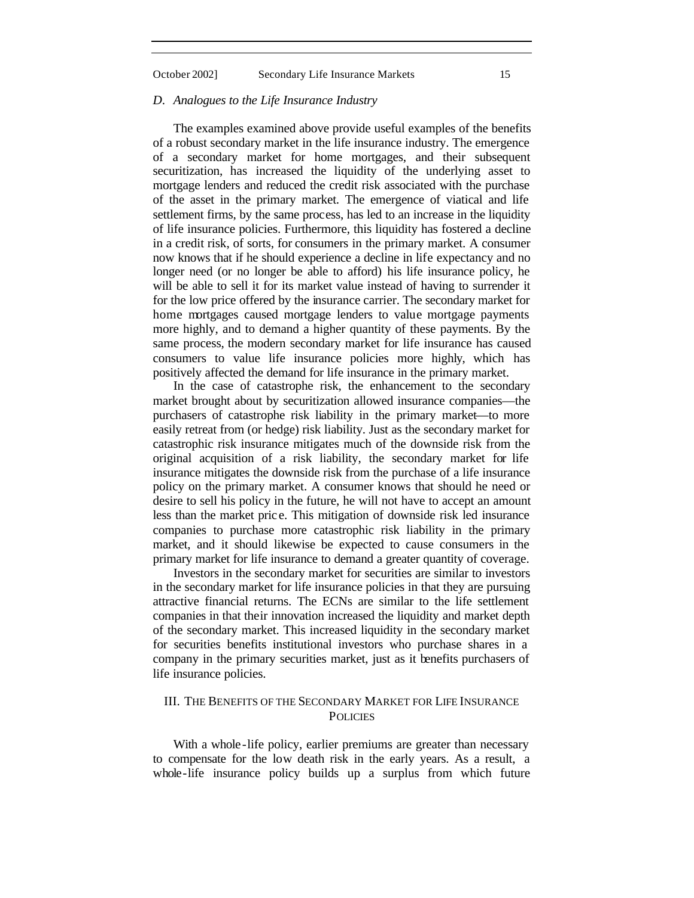### *D. Analogues to the Life Insurance Industry*

The examples examined above provide useful examples of the benefits of a robust secondary market in the life insurance industry. The emergence of a secondary market for home mortgages, and their subsequent securitization, has increased the liquidity of the underlying asset to mortgage lenders and reduced the credit risk associated with the purchase of the asset in the primary market. The emergence of viatical and life settlement firms, by the same process, has led to an increase in the liquidity of life insurance policies. Furthermore, this liquidity has fostered a decline in a credit risk, of sorts, for consumers in the primary market. A consumer now knows that if he should experience a decline in life expectancy and no longer need (or no longer be able to afford) his life insurance policy, he will be able to sell it for its market value instead of having to surrender it for the low price offered by the insurance carrier. The secondary market for home mortgages caused mortgage lenders to value mortgage payments more highly, and to demand a higher quantity of these payments. By the same process, the modern secondary market for life insurance has caused consumers to value life insurance policies more highly, which has positively affected the demand for life insurance in the primary market.

In the case of catastrophe risk, the enhancement to the secondary market brought about by securitization allowed insurance companies—the purchasers of catastrophe risk liability in the primary market—to more easily retreat from (or hedge) risk liability. Just as the secondary market for catastrophic risk insurance mitigates much of the downside risk from the original acquisition of a risk liability, the secondary market for life insurance mitigates the downside risk from the purchase of a life insurance policy on the primary market. A consumer knows that should he need or desire to sell his policy in the future, he will not have to accept an amount less than the market price. This mitigation of downside risk led insurance companies to purchase more catastrophic risk liability in the primary market, and it should likewise be expected to cause consumers in the primary market for life insurance to demand a greater quantity of coverage.

Investors in the secondary market for securities are similar to investors in the secondary market for life insurance policies in that they are pursuing attractive financial returns. The ECNs are similar to the life settlement companies in that their innovation increased the liquidity and market depth of the secondary market. This increased liquidity in the secondary market for securities benefits institutional investors who purchase shares in a company in the primary securities market, just as it benefits purchasers of life insurance policies.

## III. THE BENEFITS OF THE SECONDARY MARKET FOR LIFE INSURANCE POLICIES

With a whole-life policy, earlier premiums are greater than necessary to compensate for the low death risk in the early years. As a result, a whole-life insurance policy builds up a surplus from which future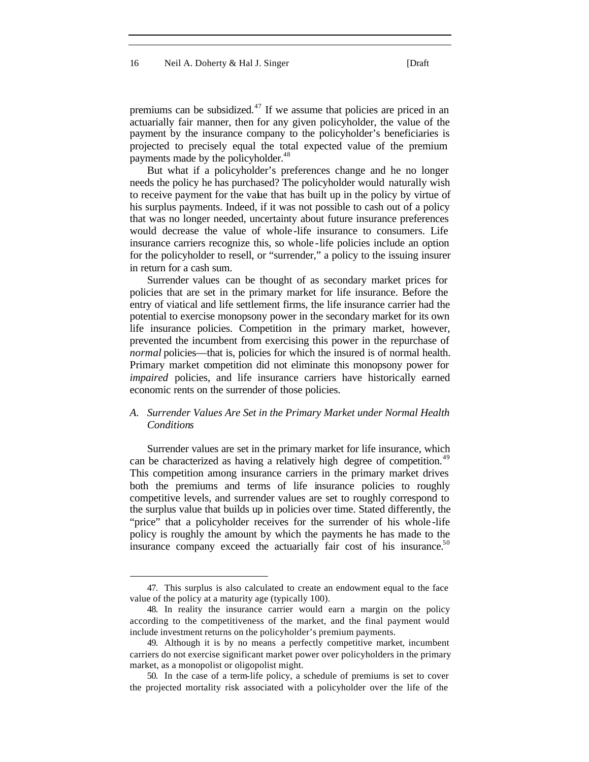premiums can be subsidized.[47] If we assume that policies are priced in an actuarially fair manner, then for any given policyholder, the value of the payment by the insurance company to the policyholder's beneficiaries is projected to precisely equal the total expected value of the premium payments made by the policyholder.[48]

But what if a policyholder's preferences change and he no longer needs the policy he has purchased? The policyholder would naturally wish to receive payment for the value that has built up in the policy by virtue of his surplus payments. Indeed, if it was not possible to cash out of a policy that was no longer needed, uncertainty about future insurance preferences would decrease the value of whole-life insurance to consumers. Life insurance carriers recognize this, so whole-life policies include an option for the policyholder to resell, or "surrender," a policy to the issuing insurer in return for a cash sum.

Surrender values can be thought of as secondary market prices for policies that are set in the primary market for life insurance. Before the entry of viatical and life settlement firms, the life insurance carrier had the potential to exercise monopsony power in the secondary market for its own life insurance policies. Competition in the primary market, however, prevented the incumbent from exercising this power in the repurchase of *normal* policies—that is, policies for which the insured is of normal health. Primary market competition did not eliminate this monopsony power for *impaired* policies, and life insurance carriers have historically earned economic rents on the surrender of those policies.

### *A. Surrender Values Are Set in the Primary Market under Normal Health Conditions*

Surrender values are set in the primary market for life insurance, which can be characterized as having a relatively high degree of competition.[49] This competition among insurance carriers in the primary market drives both the premiums and terms of life insurance policies to roughly competitive levels, and surrender values are set to roughly correspond to the surplus value that builds up in policies over time. Stated differently, the "price" that a policyholder receives for the surrender of his whole-life policy is roughly the amount by which the payments he has made to the insurance company exceed the actuarially fair cost of his insurance.[50]

---

47. This surplus is also calculated to create an endowment equal to the face value of the policy at a maturity age (typically 100).

48. In reality the insurance carrier would earn a margin on the policy according to the competitiveness of the market, and the final payment would include investment returns on the policyholder's premium payments.

49. Although it is by no means a perfectly competitive market, incumbent carriers do not exercise significant market power over policyholders in the primary market, as a monopolist or oligopolist might.

50. In the case of a term-life policy, a schedule of premiums is set to cover the projected mortality risk associated with a policyholder over the life of the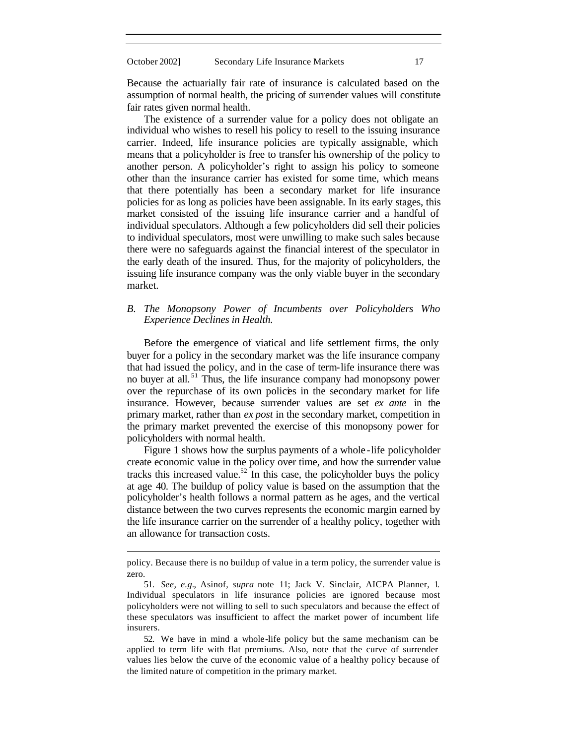Because the actuarially fair rate of insurance is calculated based on the assumption of normal health, the pricing of surrender values will constitute fair rates given normal health.

The existence of a surrender value for a policy does not obligate an individual who wishes to resell his policy to resell to the issuing insurance carrier. Indeed, life insurance policies are typically assignable, which means that a policyholder is free to transfer his ownership of the policy to another person. A policyholder's right to assign his policy to someone other than the insurance carrier has existed for some time, which means that there potentially has been a secondary market for life insurance policies for as long as policies have been assignable. In its early stages, this market consisted of the issuing life insurance carrier and a handful of individual speculators. Although a few policyholders did sell their policies to individual speculators, most were unwilling to make such sales because there were no safeguards against the financial interest of the speculator in the early death of the insured. Thus, for the majority of policyholders, the issuing life insurance company was the only viable buyer in the secondary market.

## *B. The Monopsony Power of Incumbents over Policyholders Who Experience Declines in Health.*

Before the emergence of viatical and life settlement firms, the only buyer for a policy in the secondary market was the life insurance company that had issued the policy, and in the case of term-life insurance there was no buyer at all.[51] Thus, the life insurance company had monopsony power over the repurchase of its own policies in the secondary market for life insurance. However, because surrender values are set *ex ante* in the primary market, rather than *ex post* in the secondary market, competition in the primary market prevented the exercise of this monopsony power for policyholders with normal health.

Figure 1 shows how the surplus payments of a whole-life policyholder create economic value in the policy over time, and how the surrender value tracks this increased value.[52] In this case, the policyholder buys the policy at age 40. The buildup of policy value is based on the assumption that the policyholder's health follows a normal pattern as he ages, and the vertical distance between the two curves represents the economic margin earned by the life insurance carrier on the surrender of a healthy policy, together with an allowance for transaction costs.

---

policy. Because there is no buildup of value in a term policy, the surrender value is zero.

51. *See, e.g.*, Asinof, *supra* note 11; Jack V. Sinclair, AICPA Planner, 1. Individual speculators in life insurance policies are ignored because most policyholders were not willing to sell to such speculators and because the effect of these speculators was insufficient to affect the market power of incumbent life insurers.

52. We have in mind a whole-life policy but the same mechanism can be applied to term life with flat premiums. Also, note that the curve of surrender values lies below the curve of the economic value of a healthy policy because of the limited nature of competition in the primary market.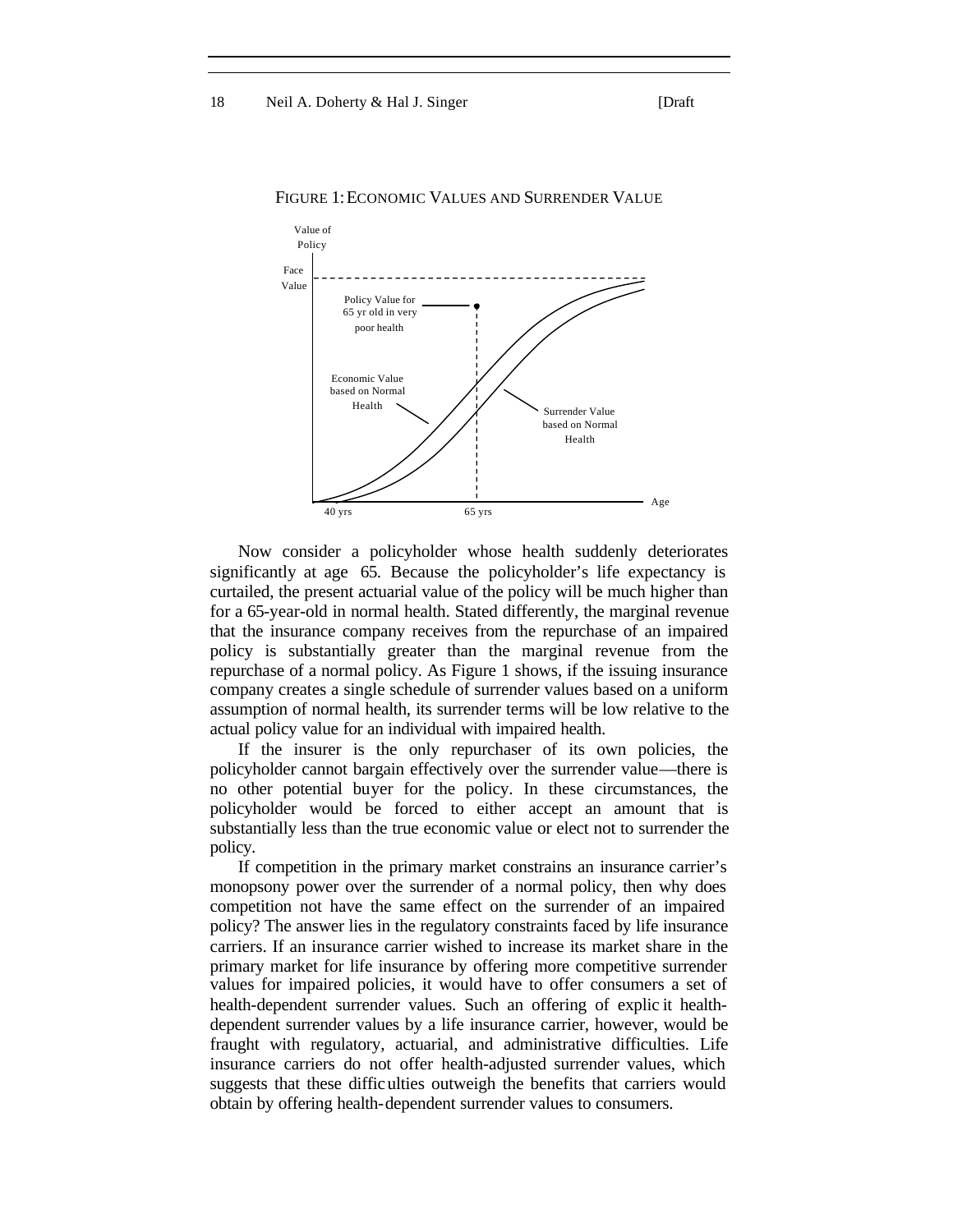FIGURE 1: ECONOMIC VALUES AND SURRENDER VALUE

Now consider a policyholder whose health suddenly deteriorates significantly at age 65. Because the policyholder's life expectancy is curtailed, the present actuarial value of the policy will be much higher than for a 65-year-old in normal health. Stated differently, the marginal revenue that the insurance company receives from the repurchase of an impaired policy is substantially greater than the marginal revenue from the repurchase of a normal policy. As Figure 1 shows, if the issuing insurance company creates a single schedule of surrender values based on a uniform assumption of normal health, its surrender terms will be low relative to the actual policy value for an individual with impaired health.

If the insurer is the only repurchaser of its own policies, the policyholder cannot bargain effectively over the surrender value—there is no other potential buyer for the policy. In these circumstances, the policyholder would be forced to either accept an amount that is substantially less than the true economic value or elect not to surrender the policy.

If competition in the primary market constrains an insurance carrier's monopsony power over the surrender of a normal policy, then why does competition not have the same effect on the surrender of an impaired policy? The answer lies in the regulatory constraints faced by life insurance carriers. If an insurance carrier wished to increase its market share in the primary market for life insurance by offering more competitive surrender values for impaired policies, it would have to offer consumers a set of health-dependent surrender values. Such an offering of explicit health-dependent surrender values by a life insurance carrier, however, would be fraught with regulatory, actuarial, and administrative difficulties. Life insurance carriers do not offer health-adjusted surrender values, which suggests that these difficulties outweigh the benefits that carriers would obtain by offering health-dependent surrender values to consumers.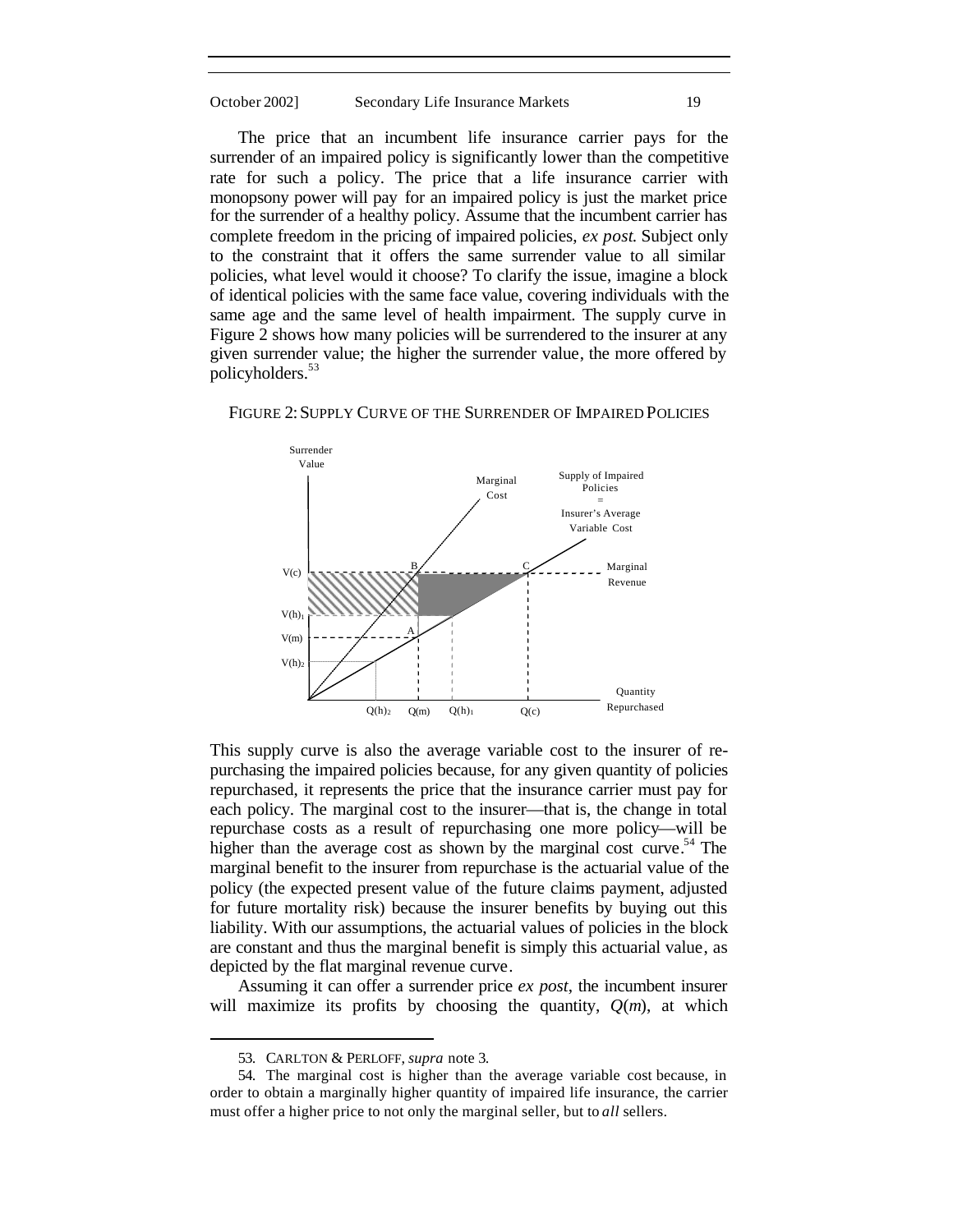The price that an incumbent life insurance carrier pays for the surrender of an impaired policy is significantly lower than the competitive rate for such a policy. The price that a life insurance carrier with monopsony power will pay for an impaired policy is just the market price for the surrender of a healthy policy. Assume that the incumbent carrier has complete freedom in the pricing of impaired policies, *ex post*. Subject only to the constraint that it offers the same surrender value to all similar policies, what level would it choose? To clarify the issue, imagine a block of identical policies with the same face value, covering individuals with the same age and the same level of health impairment. The supply curve in Figure 2 shows how many policies will be surrendered to the insurer at any given surrender value; the higher the surrender value, the more offered by policyholders.[53]

FIGURE 2: SUPPLY CURVE OF THE SURRENDER OF IMPAIRED POLICIES

This supply curve is also the average variable cost to the insurer of re-purchasing the impaired policies because, for any given quantity of policies repurchased, it represents the price that the insurance carrier must pay for each policy. The marginal cost to the insurer—that is, the change in total repurchase costs as a result of repurchasing one more policy—will be higher than the average cost as shown by the marginal cost curve.[54] The marginal benefit to the insurer from repurchase is the actuarial value of the policy (the expected present value of the future claims payment, adjusted for future mortality risk) because the insurer benefits by buying out this liability. With our assumptions, the actuarial values of policies in the block are constant and thus the marginal benefit is simply this actuarial value, as depicted by the flat marginal revenue curve.

Assuming it can offer a surrender price *ex post*, the incumbent insurer will maximize its profits by choosing the quantity, $Q(m)$, at which

---

53. CARLTON & PERLOFF, *supra* note 3.

54. The marginal cost is higher than the average variable cost because, in order to obtain a marginally higher quantity of impaired life insurance, the carrier must offer a higher price to not only the marginal seller, but to *all* sellers.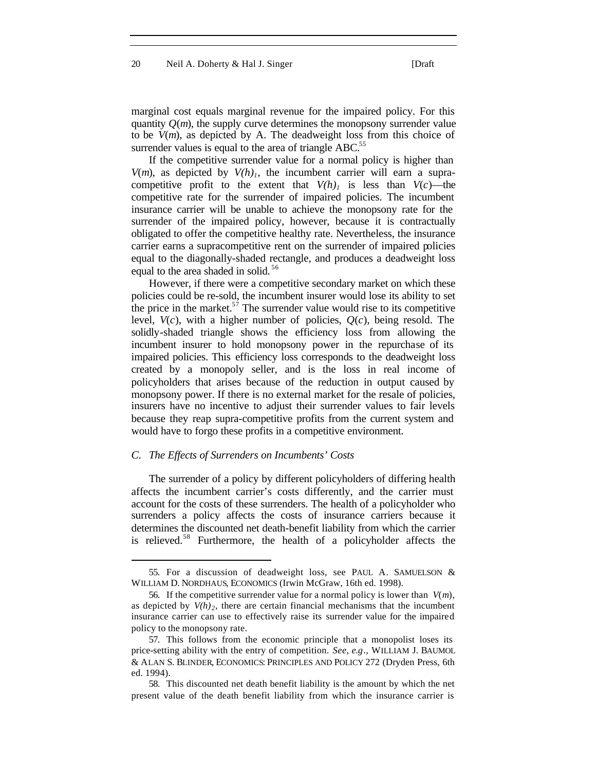marginal cost equals marginal revenue for the impaired policy. For this quantity $Q(m)$, the supply curve determines the monopsony surrender value to be $V(m)$, as depicted by A. The deadweight loss from this choice of surrender values is equal to the area of triangle ABC.[55]

If the competitive surrender value for a normal policy is higher than $V(m)$, as depicted by $V(h)_1$, the incumbent carrier will earn a supra-competitive profit to the extent that $V(h)_1$ is less than $V(c)$—the competitive rate for the surrender of impaired policies. The incumbent insurance carrier will be unable to achieve the monopsony rate for the surrender of the impaired policy, however, because it is contractually obligated to offer the competitive healthy rate. Nevertheless, the insurance carrier earns a supracompetitive rent on the surrender of impaired policies equal to the diagonally-shaded rectangle, and produces a deadweight loss equal to the area shaded in solid.[56]

However, if there were a competitive secondary market on which these policies could be re-sold, the incumbent insurer would lose its ability to set the price in the market.[57] The surrender value would rise to its competitive level, $V(c)$, with a higher number of policies, $Q(c)$, being resold. The solidly-shaded triangle shows the efficiency loss from allowing the incumbent insurer to hold monopsony power in the repurchase of its impaired policies. This efficiency loss corresponds to the deadweight loss created by a monopoly seller, and is the loss in real income of policyholders that arises because of the reduction in output caused by monopsony power. If there is no external market for the resale of policies, insurers have no incentive to adjust their surrender values to fair levels because they reap supra-competitive profits from the current system and would have to forgo these profits in a competitive environment.

### *C. The Effects of Surrenders on Incumbents' Costs*

The surrender of a policy by different policyholders of differing health affects the incumbent carrier's costs differently, and the carrier must account for the costs of these surrenders. The health of a policyholder who surrenders a policy affects the costs of insurance carriers because it determines the discounted net death-benefit liability from which the carrier is relieved.[58] Furthermore, the health of a policyholder affects the

---

55. For a discussion of deadweight loss, see PAUL A. SAMUELSON & WILLIAM D. NORDHAUS, ECONOMICS (Irwin McGraw, 16th ed. 1998).

56. If the competitive surrender value for a normal policy is lower than $V(m)$, as depicted by $V(h)_2$, there are certain financial mechanisms that the incumbent insurance carrier can use to effectively raise its surrender value for the impaired policy to the monopsony rate.

57. This follows from the economic principle that a monopolist loses its price-setting ability with the entry of competition. *See, e.g.*, WILLIAM J. BAUMOL & ALAN S. BLINDER, ECONOMICS: PRINCIPLES AND POLICY 272 (Dryden Press, 6th ed. 1994).

58. This discounted net death benefit liability is the amount by which the net present value of the death benefit liability from which the insurance carrier is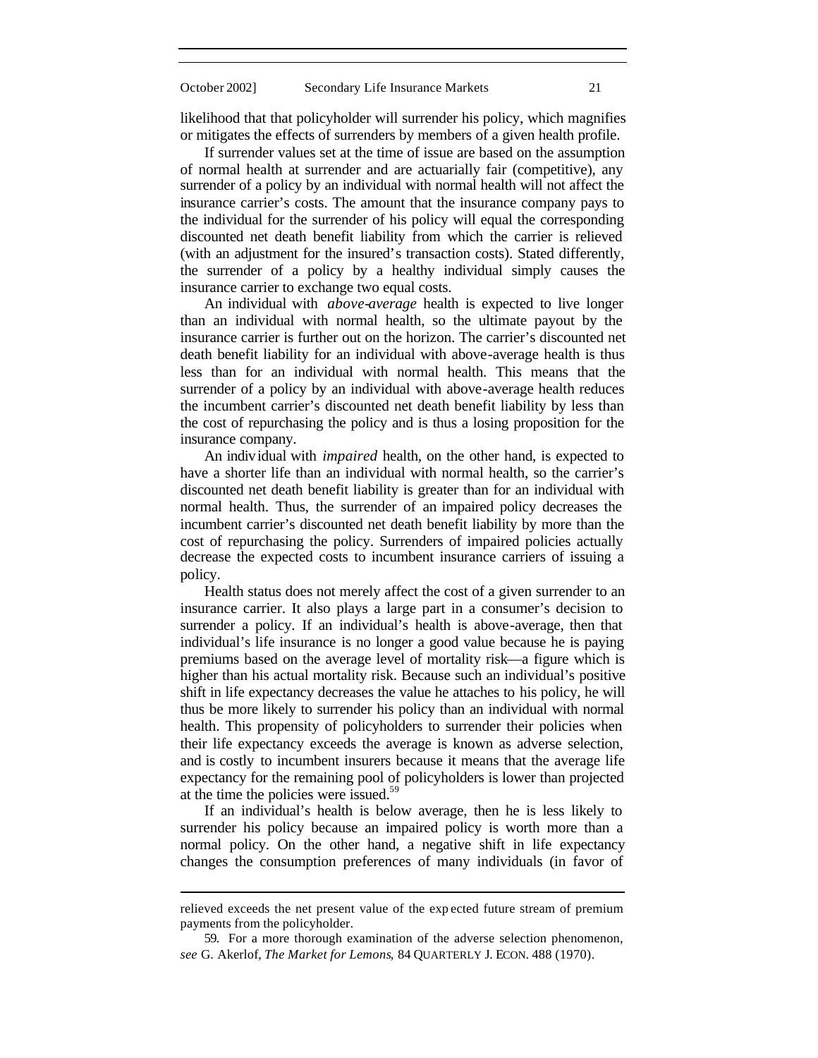likelihood that that policyholder will surrender his policy, which magnifies or mitigates the effects of surrenders by members of a given health profile.

If surrender values set at the time of issue are based on the assumption of normal health at surrender and are actuarially fair (competitive), any surrender of a policy by an individual with normal health will not affect the insurance carrier's costs. The amount that the insurance company pays to the individual for the surrender of his policy will equal the corresponding discounted net death benefit liability from which the carrier is relieved (with an adjustment for the insured's transaction costs). Stated differently, the surrender of a policy by a healthy individual simply causes the insurance carrier to exchange two equal costs.

An individual with *above-average* health is expected to live longer than an individual with normal health, so the ultimate payout by the insurance carrier is further out on the horizon. The carrier's discounted net death benefit liability for an individual with above-average health is thus less than for an individual with normal health. This means that the surrender of a policy by an individual with above-average health reduces the incumbent carrier's discounted net death benefit liability by less than the cost of repurchasing the policy and is thus a losing proposition for the insurance company.

An individual with *impaired* health, on the other hand, is expected to have a shorter life than an individual with normal health, so the carrier's discounted net death benefit liability is greater than for an individual with normal health. Thus, the surrender of an impaired policy decreases the incumbent carrier's discounted net death benefit liability by more than the cost of repurchasing the policy. Surrenders of impaired policies actually decrease the expected costs to incumbent insurance carriers of issuing a policy.

Health status does not merely affect the cost of a given surrender to an insurance carrier. It also plays a large part in a consumer's decision to surrender a policy. If an individual's health is above-average, then that individual's life insurance is no longer a good value because he is paying premiums based on the average level of mortality risk—a figure which is higher than his actual mortality risk. Because such an individual's positive shift in life expectancy decreases the value he attaches to his policy, he will thus be more likely to surrender his policy than an individual with normal health. This propensity of policyholders to surrender their policies when their life expectancy exceeds the average is known as adverse selection, and is costly to incumbent insurers because it means that the average life expectancy for the remaining pool of policyholders is lower than projected at the time the policies were issued.[59]

If an individual's health is below average, then he is less likely to surrender his policy because an impaired policy is worth more than a normal policy. On the other hand, a negative shift in life expectancy changes the consumption preferences of many individuals (in favor of

---

relieved exceeds the net present value of the expected future stream of premium payments from the policyholder.

59. For a more thorough examination of the adverse selection phenomenon, *see* G. Akerlof, *The Market for Lemons*, 84 QUARTERLY J. ECON. 488 (1970).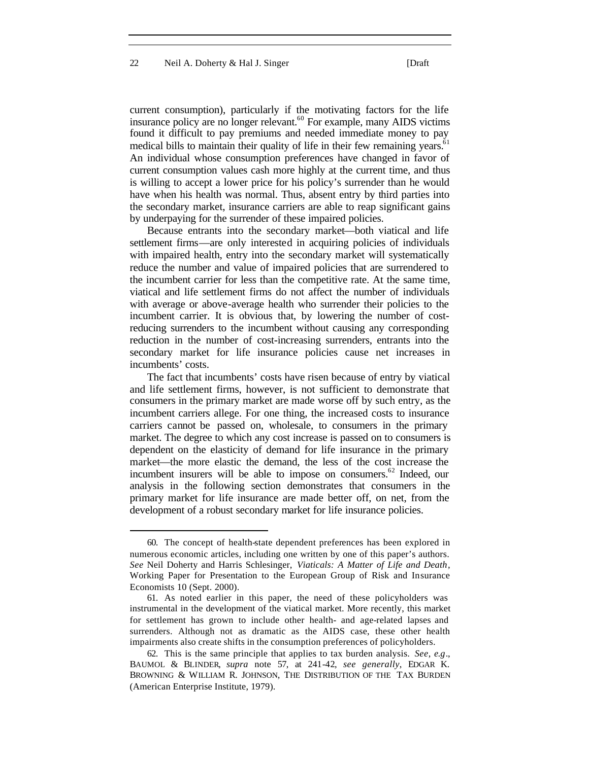current consumption), particularly if the motivating factors for the life insurance policy are no longer relevant.[60] For example, many AIDS victims found it difficult to pay premiums and needed immediate money to pay medical bills to maintain their quality of life in their few remaining years.[61] An individual whose consumption preferences have changed in favor of current consumption values cash more highly at the current time, and thus is willing to accept a lower price for his policy's surrender than he would have when his health was normal. Thus, absent entry by third parties into the secondary market, insurance carriers are able to reap significant gains by underpaying for the surrender of these impaired policies.

Because entrants into the secondary market—both viatical and life settlement firms—are only interested in acquiring policies of individuals with impaired health, entry into the secondary market will systematically reduce the number and value of impaired policies that are surrendered to the incumbent carrier for less than the competitive rate. At the same time, viatical and life settlement firms do not affect the number of individuals with average or above-average health who surrender their policies to the incumbent carrier. It is obvious that, by lowering the number of cost-reducing surrenders to the incumbent without causing any corresponding reduction in the number of cost-increasing surrenders, entrants into the secondary market for life insurance policies cause net increases in incumbents' costs.

The fact that incumbents' costs have risen because of entry by viatical and life settlement firms, however, is not sufficient to demonstrate that consumers in the primary market are made worse off by such entry, as the incumbent carriers allege. For one thing, the increased costs to insurance carriers cannot be passed on, wholesale, to consumers in the primary market. The degree to which any cost increase is passed on to consumers is dependent on the elasticity of demand for life insurance in the primary market—the more elastic the demand, the less of the cost increase the incumbent insurers will be able to impose on consumers.[62] Indeed, our analysis in the following section demonstrates that consumers in the primary market for life insurance are made better off, on net, from the development of a robust secondary market for life insurance policies.

---

60. The concept of health-state dependent preferences has been explored in numerous economic articles, including one written by one of this paper's authors. *See* Neil Doherty and Harris Schlesinger, *Viaticals: A Matter of Life and Death*, Working Paper for Presentation to the European Group of Risk and Insurance Economists 10 (Sept. 2000).

61. As noted earlier in this paper, the need of these policyholders was instrumental in the development of the viatical market. More recently, this market for settlement has grown to include other health- and age-related lapses and surrenders. Although not as dramatic as the AIDS case, these other health impairments also create shifts in the consumption preferences of policyholders.

62. This is the same principle that applies to tax burden analysis. *See, e.g.*, BAUMOL & BLINDER, *supra* note 57, at 241-42, *see generally*, EDGAR K. BROWNING & WILLIAM R. JOHNSON, THE DISTRIBUTION OF THE TAX BURDEN (American Enterprise Institute, 1979).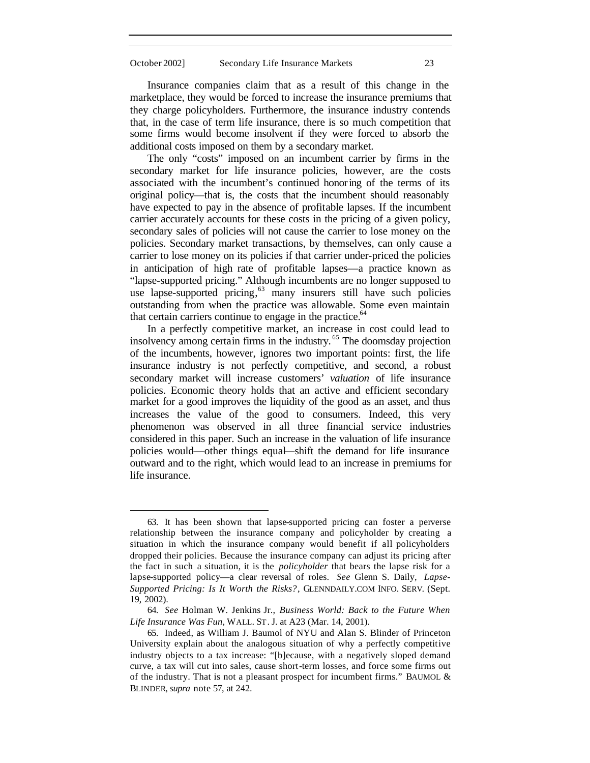Insurance companies claim that as a result of this change in the marketplace, they would be forced to increase the insurance premiums that they charge policyholders. Furthermore, the insurance industry contends that, in the case of term life insurance, there is so much competition that some firms would become insolvent if they were forced to absorb the additional costs imposed on them by a secondary market.

The only "costs" imposed on an incumbent carrier by firms in the secondary market for life insurance policies, however, are the costs associated with the incumbent's continued honoring of the terms of its original policy—that is, the costs that the incumbent should reasonably have expected to pay in the absence of profitable lapses. If the incumbent carrier accurately accounts for these costs in the pricing of a given policy, secondary sales of policies will not cause the carrier to lose money on the policies. Secondary market transactions, by themselves, can only cause a carrier to lose money on its policies if that carrier under-priced the policies in anticipation of high rate of profitable lapses—a practice known as "lapse-supported pricing." Although incumbents are no longer supposed to use lapse-supported pricing,[63] many insurers still have such policies outstanding from when the practice was allowable. Some even maintain that certain carriers continue to engage in the practice.[64]

In a perfectly competitive market, an increase in cost could lead to insolvency among certain firms in the industry.[65] The doomsday projection of the incumbents, however, ignores two important points: first, the life insurance industry is not perfectly competitive, and second, a robust secondary market will increase customers' *valuation* of life insurance policies. Economic theory holds that an active and efficient secondary market for a good improves the liquidity of the good as an asset, and thus increases the value of the good to consumers. Indeed, this very phenomenon was observed in all three financial service industries considered in this paper. Such an increase in the valuation of life insurance policies would—other things equal—shift the demand for life insurance outward and to the right, which would lead to an increase in premiums for life insurance.

---

63. It has been shown that lapse-supported pricing can foster a perverse relationship between the insurance company and policyholder by creating a situation in which the insurance company would benefit if all policyholders dropped their policies. Because the insurance company can adjust its pricing after the fact in such a situation, it is the *policyholder* that bears the lapse risk for a lapse-supported policy—a clear reversal of roles. *See* Glenn S. Daily, *Lapse-Supported Pricing: Is It Worth the Risks?*, GLENNDAILY.COM INFO. SERV. (Sept. 19, 2002).

64. *See* Holman W. Jenkins Jr., *Business World: Back to the Future When Life Insurance Was Fun*, WALL. ST. J. at A23 (Mar. 14, 2001).

65. Indeed, as William J. Baumol of NYU and Alan S. Blinder of Princeton University explain about the analogous situation of why a perfectly competitive industry objects to a tax increase: "[b]ecause, with a negatively sloped demand curve, a tax will cut into sales, cause short-term losses, and force some firms out of the industry. That is not a pleasant prospect for incumbent firms." BAUMOL & BLINDER, *supra* note 57, at 242.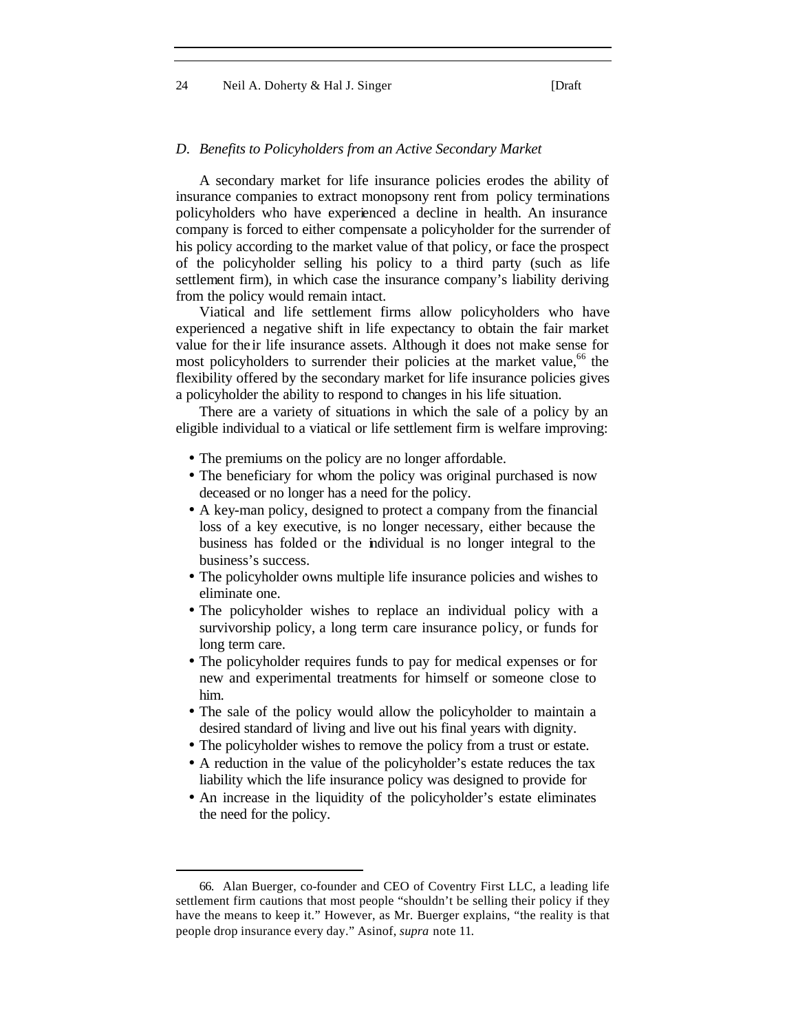*D. Benefits to Policyholders from an Active Secondary Market*

A secondary market for life insurance policies erodes the ability of insurance companies to extract monopsony rent from policy terminations policyholders who have experienced a decline in health. An insurance company is forced to either compensate a policyholder for the surrender of his policy according to the market value of that policy, or face the prospect of the policyholder selling his policy to a third party (such as life settlement firm), in which case the insurance company's liability deriving from the policy would remain intact.

Viatical and life settlement firms allow policyholders who have experienced a negative shift in life expectancy to obtain the fair market value for their life insurance assets. Although it does not make sense for most policyholders to surrender their policies at the market value,[66] the flexibility offered by the secondary market for life insurance policies gives a policyholder the ability to respond to changes in his life situation.

There are a variety of situations in which the sale of a policy by an eligible individual to a viatical or life settlement firm is welfare improving:

- The premiums on the policy are no longer affordable.
- The beneficiary for whom the policy was original purchased is now deceased or no longer has a need for the policy.
- A key-man policy, designed to protect a company from the financial loss of a key executive, is no longer necessary, either because the business has folded or the individual is no longer integral to the business's success.
- The policyholder owns multiple life insurance policies and wishes to eliminate one.
- The policyholder wishes to replace an individual policy with a survivorship policy, a long term care insurance policy, or funds for long term care.
- The policyholder requires funds to pay for medical expenses or for new and experimental treatments for himself or someone close to him.
- The sale of the policy would allow the policyholder to maintain a desired standard of living and live out his final years with dignity.
- The policyholder wishes to remove the policy from a trust or estate.
- A reduction in the value of the policyholder's estate reduces the tax liability which the life insurance policy was designed to provide for
- An increase in the liquidity of the policyholder's estate eliminates the need for the policy.

---

66. Alan Buerger, co-founder and CEO of Coventry First LLC, a leading life settlement firm cautions that most people "shouldn't be selling their policy if they have the means to keep it." However, as Mr. Buerger explains, "the reality is that people drop insurance every day." Asinof, *supra* note 11.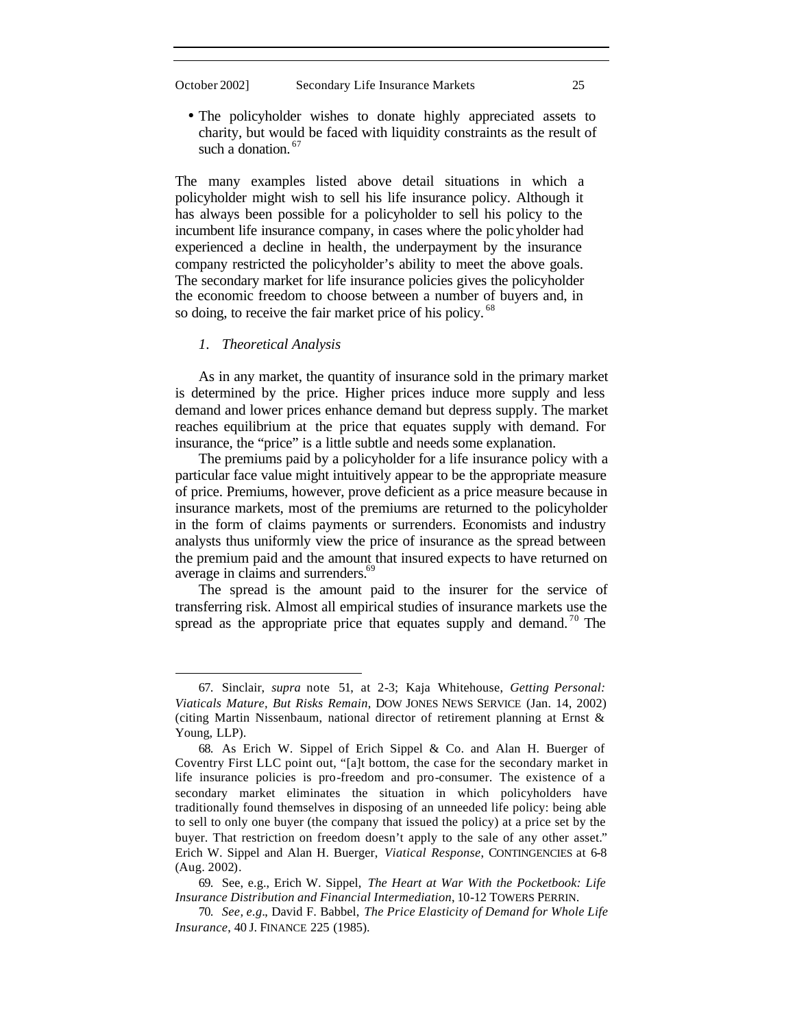- The policyholder wishes to donate highly appreciated assets to charity, but would be faced with liquidity constraints as the result of such a donation.[67]

The many examples listed above detail situations in which a policyholder might wish to sell his life insurance policy. Although it has always been possible for a policyholder to sell his policy to the incumbent life insurance company, in cases where the policyholder had experienced a decline in health, the underpayment by the insurance company restricted the policyholder's ability to meet the above goals. The secondary market for life insurance policies gives the policyholder the economic freedom to choose between a number of buyers and, in so doing, to receive the fair market price of his policy.[68]

### *1. Theoretical Analysis*

As in any market, the quantity of insurance sold in the primary market is determined by the price. Higher prices induce more supply and less demand and lower prices enhance demand but depress supply. The market reaches equilibrium at the price that equates supply with demand. For insurance, the "price" is a little subtle and needs some explanation.

The premiums paid by a policyholder for a life insurance policy with a particular face value might intuitively appear to be the appropriate measure of price. Premiums, however, prove deficient as a price measure because in insurance markets, most of the premiums are returned to the policyholder in the form of claims payments or surrenders. Economists and industry analysts thus uniformly view the price of insurance as the spread between the premium paid and the amount that insured expects to have returned on average in claims and surrenders.[69]

The spread is the amount paid to the insurer for the service of transferring risk. Almost all empirical studies of insurance markets use the spread as the appropriate price that equates supply and demand.[70] The

---

67. Sinclair, *supra* note 51, at 2-3; Kaja Whitehouse, *Getting Personal: Viaticals Mature, But Risks Remain*, DOW JONES NEWS SERVICE (Jan. 14, 2002) (citing Martin Nissenbaum, national director of retirement planning at Ernst & Young, LLP).

68. As Erich W. Sippel of Erich Sippel & Co. and Alan H. Buerger of Coventry First LLC point out, "[a]t bottom, the case for the secondary market in life insurance policies is pro-freedom and pro-consumer. The existence of a secondary market eliminates the situation in which policyholders have traditionally found themselves in disposing of an unneeded life policy: being able to sell to only one buyer (the company that issued the policy) at a price set by the buyer. That restriction on freedom doesn't apply to the sale of any other asset." Erich W. Sippel and Alan H. Buerger, *Viatical Response*, CONTINGENCIES at 6-8 (Aug. 2002).

69. See, e.g., Erich W. Sippel, *The Heart at War With the Pocketbook: Life Insurance Distribution and Financial Intermediation*, 10-12 TOWERS PERRIN.

70. *See, e.g.*, David F. Babbel, *The Price Elasticity of Demand for Whole Life Insurance*, 40 J. FINANCE 225 (1985).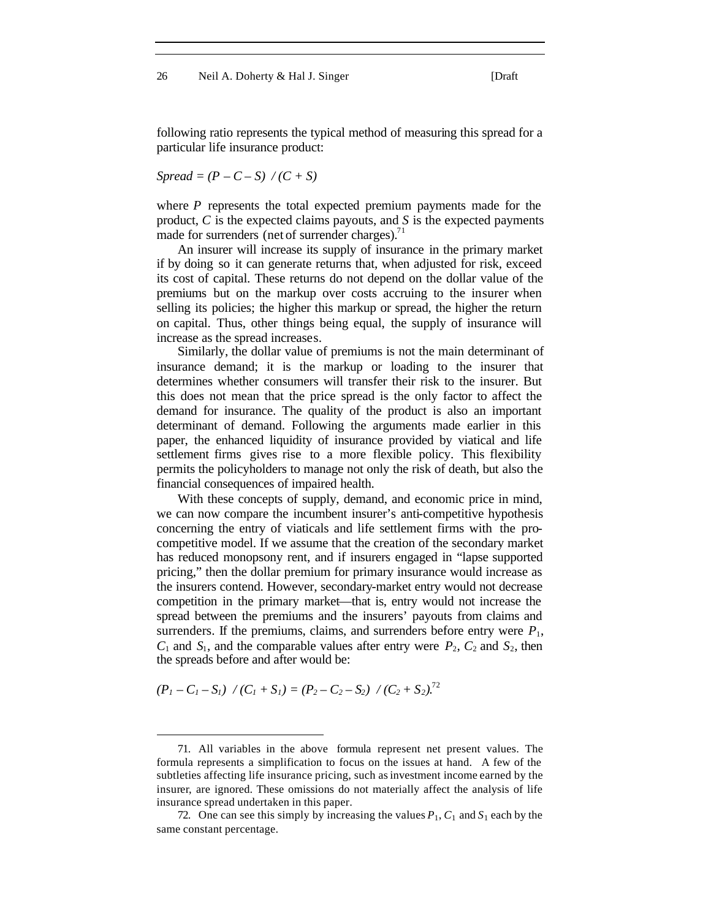following ratio represents the typical method of measuring this spread for a particular life insurance product:

$$Spread = (P - C - S) / (C + S)$$

where $P$ represents the total expected premium payments made for the product, $C$ is the expected claims payouts, and $S$ is the expected payments made for surrenders (net of surrender charges).[71]

An insurer will increase its supply of insurance in the primary market if by doing so it can generate returns that, when adjusted for risk, exceed its cost of capital. These returns do not depend on the dollar value of the premiums but on the markup over costs accruing to the insurer when selling its policies; the higher this markup or spread, the higher the return on capital. Thus, other things being equal, the supply of insurance will increase as the spread increases.

Similarly, the dollar value of premiums is not the main determinant of insurance demand; it is the markup or loading to the insurer that determines whether consumers will transfer their risk to the insurer. But this does not mean that the price spread is the only factor to affect the demand for insurance. The quality of the product is also an important determinant of demand. Following the arguments made earlier in this paper, the enhanced liquidity of insurance provided by viatical and life settlement firms gives rise to a more flexible policy. This flexibility permits the policyholders to manage not only the risk of death, but also the financial consequences of impaired health.

With these concepts of supply, demand, and economic price in mind, we can now compare the incumbent insurer's anti-competitive hypothesis concerning the entry of viaticals and life settlement firms with the pro-competitive model. If we assume that the creation of the secondary market has reduced monopsony rent, and if insurers engaged in "lapse supported pricing," then the dollar premium for primary insurance would increase as the insurers contend. However, secondary-market entry would not decrease competition in the primary market—that is, entry would not increase the spread between the premiums and the insurers' payouts from claims and surrenders. If the premiums, claims, and surrenders before entry were $P_1$, $C_1$ and $S_1$, and the comparable values after entry were $P_2$, $C_2$ and $S_2$, then the spreads before and after would be:

$$(P_1 - C_1 - S_1) / (C_1 + S_1) = (P_2 - C_2 - S_2) / (C_2 + S_2).$$[72]

---

71. All variables in the above formula represent net present values. The formula represents a simplification to focus on the issues at hand. A few of the subtleties affecting life insurance pricing, such as investment income earned by the insurer, are ignored. These omissions do not materially affect the analysis of life insurance spread undertaken in this paper.

72. One can see this simply by increasing the values $P_1$, $C_1$ and $S_1$ each by the same constant percentage.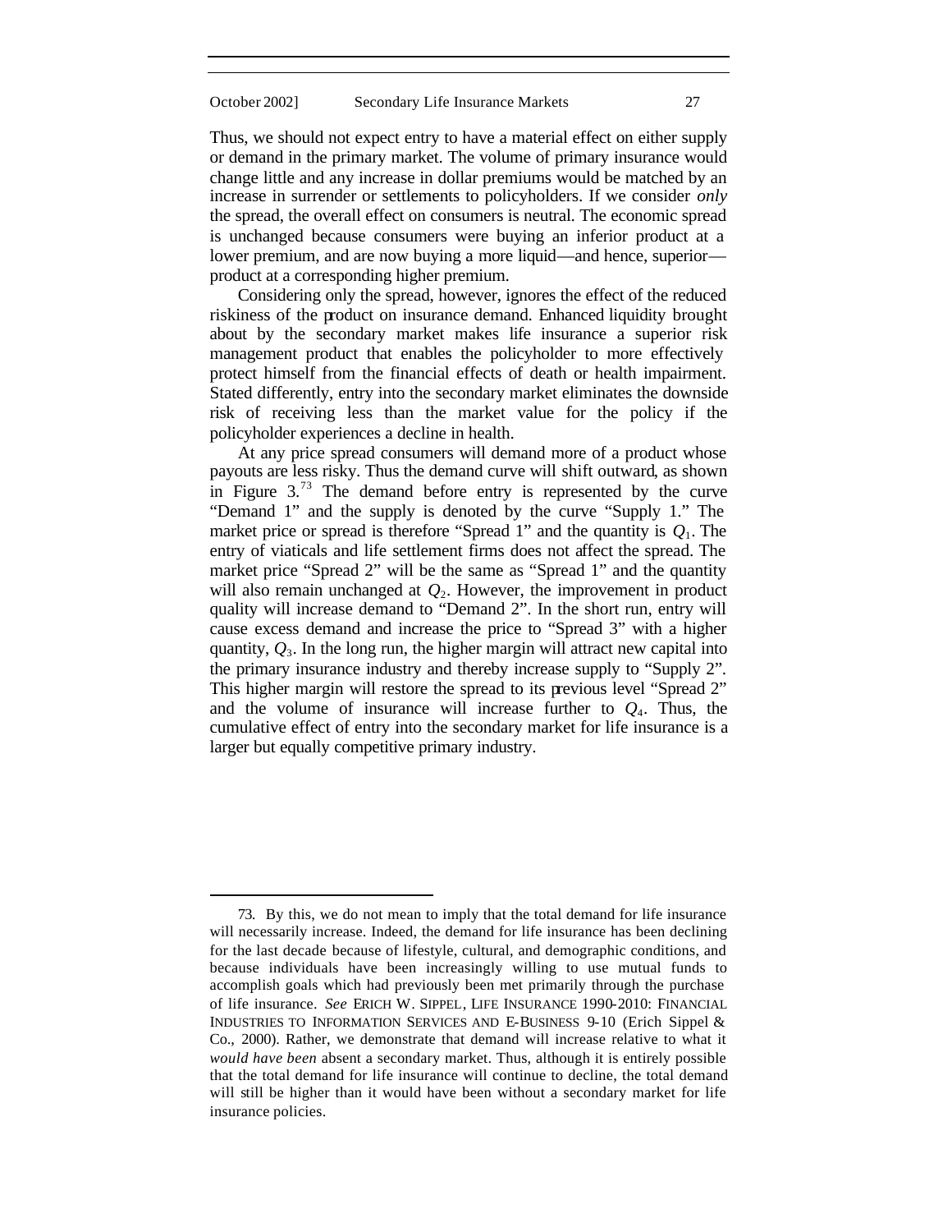Thus, we should not expect entry to have a material effect on either supply or demand in the primary market. The volume of primary insurance would change little and any increase in dollar premiums would be matched by an increase in surrender or settlements to policyholders. If we consider *only* the spread, the overall effect on consumers is neutral. The economic spread is unchanged because consumers were buying an inferior product at a lower premium, and are now buying a more liquid—and hence, superior—product at a corresponding higher premium.

Considering only the spread, however, ignores the effect of the reduced riskiness of the product on insurance demand. Enhanced liquidity brought about by the secondary market makes life insurance a superior risk management product that enables the policyholder to more effectively protect himself from the financial effects of death or health impairment. Stated differently, entry into the secondary market eliminates the downside risk of receiving less than the market value for the policy if the policyholder experiences a decline in health.

At any price spread consumers will demand more of a product whose payouts are less risky. Thus the demand curve will shift outward, as shown in Figure 3.[73] The demand before entry is represented by the curve "Demand 1" and the supply is denoted by the curve "Supply 1." The market price or spread is therefore "Spread 1" and the quantity is $Q_1$. The entry of viaticals and life settlement firms does not affect the spread. The market price "Spread 2" will be the same as "Spread 1" and the quantity will also remain unchanged at $Q_2$. However, the improvement in product quality will increase demand to "Demand 2". In the short run, entry will cause excess demand and increase the price to "Spread 3" with a higher quantity, $Q_3$. In the long run, the higher margin will attract new capital into the primary insurance industry and thereby increase supply to "Supply 2". This higher margin will restore the spread to its previous level "Spread 2" and the volume of insurance will increase further to $Q_4$. Thus, the cumulative effect of entry into the secondary market for life insurance is a larger but equally competitive primary industry.

---

73. By this, we do not mean to imply that the total demand for life insurance will necessarily increase. Indeed, the demand for life insurance has been declining for the last decade because of lifestyle, cultural, and demographic conditions, and because individuals have been increasingly willing to use mutual funds to accomplish goals which had previously been met primarily through the purchase of life insurance. *See* ERICH W. SIPPEL, LIFE INSURANCE 1990-2010: FINANCIAL INDUSTRIES TO INFORMATION SERVICES AND E-BUSINESS 9-10 (Erich Sippel & Co., 2000). Rather, we demonstrate that demand will increase relative to what it *would have been* absent a secondary market. Thus, although it is entirely possible that the total demand for life insurance will continue to decline, the total demand will still be higher than it would have been without a secondary market for life insurance policies.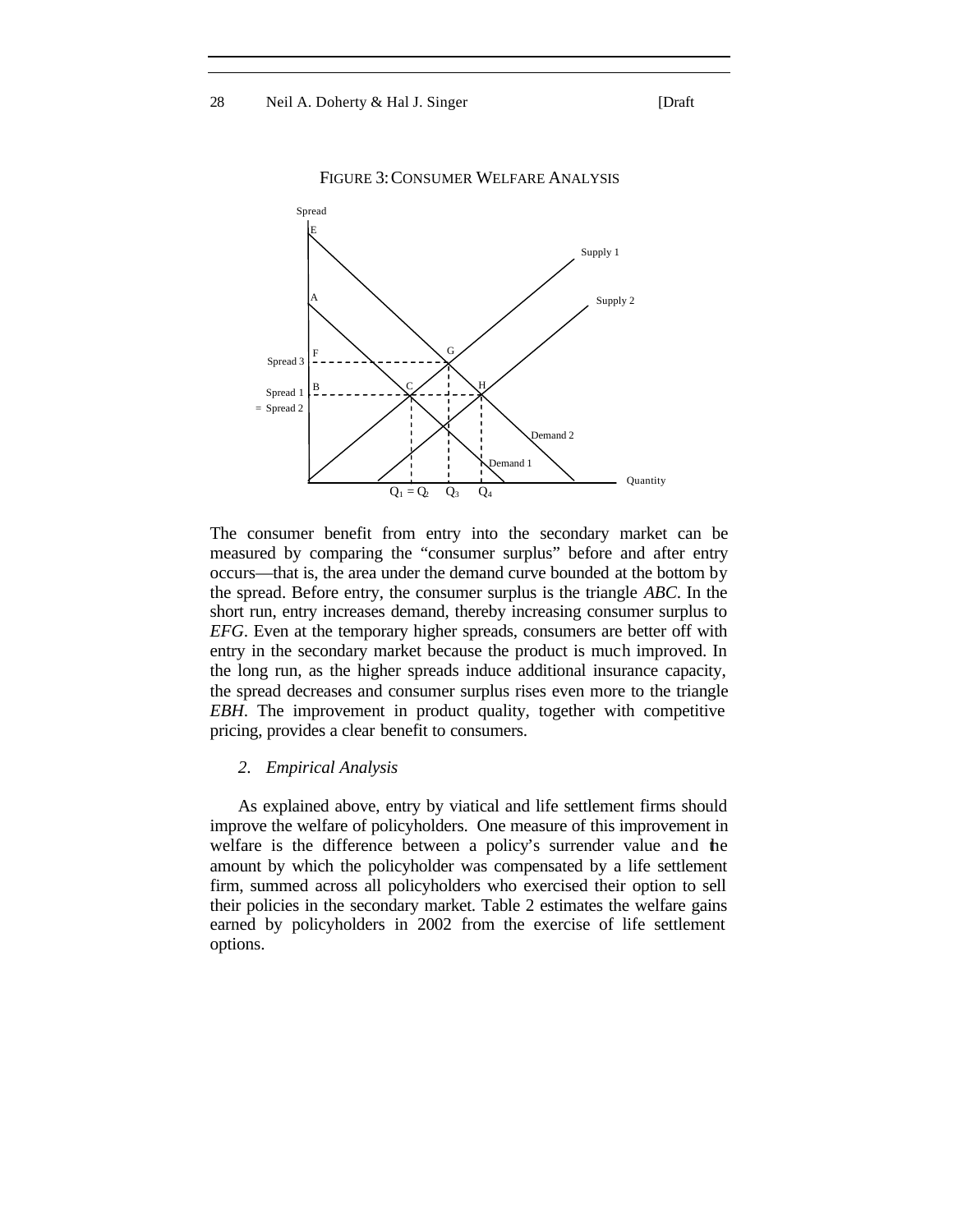FIGURE 3: CONSUMER WELFARE ANALYSIS

The consumer benefit from entry into the secondary market can be measured by comparing the "consumer surplus" before and after entry occurs—that is, the area under the demand curve bounded at the bottom by the spread. Before entry, the consumer surplus is the triangle *ABC*. In the short run, entry increases demand, thereby increasing consumer surplus to *EFG*. Even at the temporary higher spreads, consumers are better off with entry in the secondary market because the product is much improved. In the long run, as the higher spreads induce additional insurance capacity, the spread decreases and consumer surplus rises even more to the triangle *EBH*. The improvement in product quality, together with competitive pricing, provides a clear benefit to consumers.

### 2. *Empirical Analysis*

As explained above, entry by viatical and life settlement firms should improve the welfare of policyholders. One measure of this improvement in welfare is the difference between a policy's surrender value and the amount by which the policyholder was compensated by a life settlement firm, summed across all policyholders who exercised their option to sell their policies in the secondary market. Table 2 estimates the welfare gains earned by policyholders in 2002 from the exercise of life settlement options.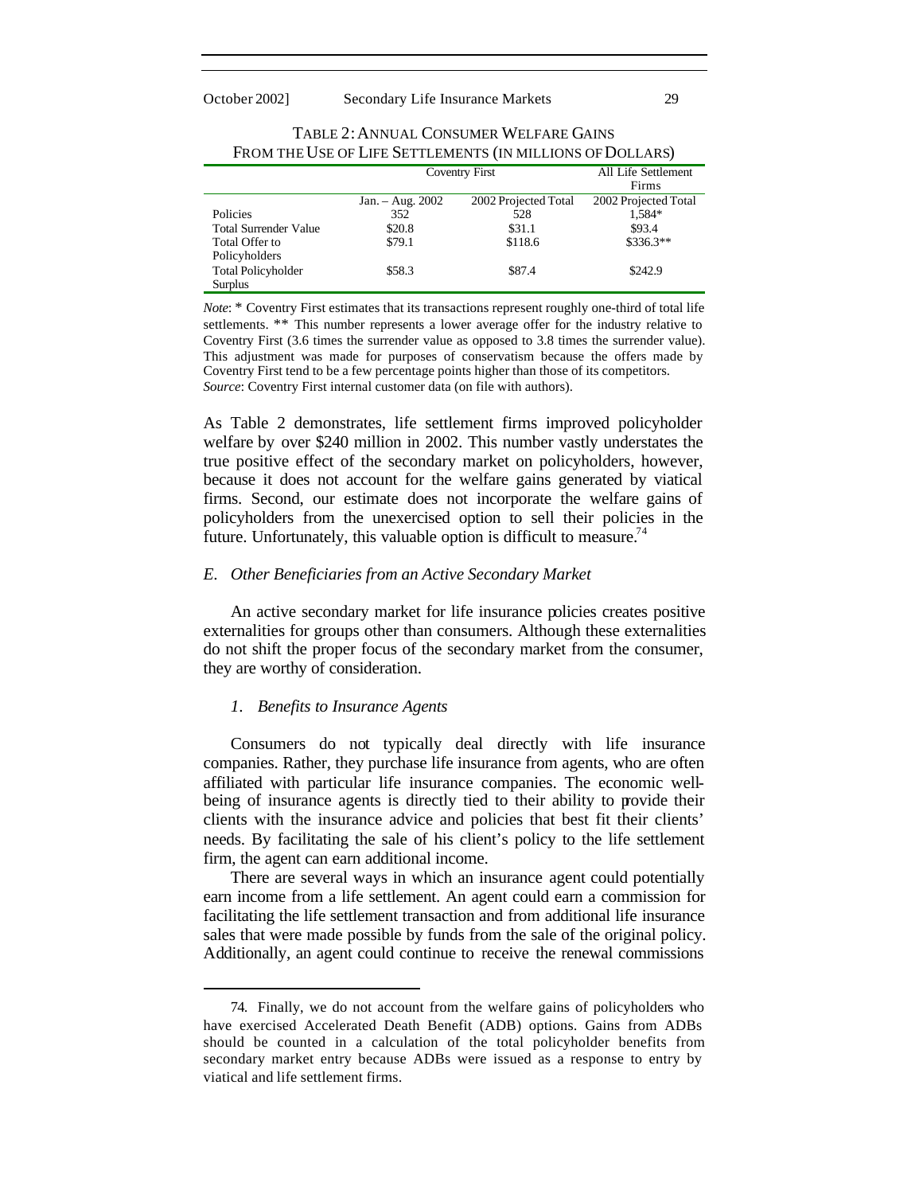TABLE 2: ANNUAL CONSUMER WELFARE GAINS FROM THE USE OF LIFE SETTLEMENTS (IN MILLIONS OF DOLLARS)

| | Coventry First | | All Life Settlement Firms |
|---|---|---|---|
| | Jan. – Aug. 2002 | 2002 Projected Total | 2002 Projected Total |
| Policies | 352 | 528 | 1,584* |
| Total Surrender Value | $20.8 | $31.1 | $93.4 |
| Total Offer to Policyholders | $79.1 | $118.6 | $336.3** |
| Total Policyholder Surplus | $58.3 | $87.4 | $242.9 |

*Note*: * Coventry First estimates that its transactions represent roughly one-third of total life settlements. ** This number represents a lower average offer for the industry relative to Coventry First (3.6 times the surrender value as opposed to 3.8 times the surrender value). This adjustment was made for purposes of conservatism because the offers made by Coventry First tend to be a few percentage points higher than those of its competitors.
*Source*: Coventry First internal customer data (on file with authors).

As Table 2 demonstrates, life settlement firms improved policyholder welfare by over $240 million in 2002. This number vastly understates the true positive effect of the secondary market on policyholders, however, because it does not account for the welfare gains generated by viatical firms. Second, our estimate does not incorporate the welfare gains of policyholders from the unexercised option to sell their policies in the future. Unfortunately, this valuable option is difficult to measure.[74]

### *E. Other Beneficiaries from an Active Secondary Market*

An active secondary market for life insurance policies creates positive externalities for groups other than consumers. Although these externalities do not shift the proper focus of the secondary market from the consumer, they are worthy of consideration.

#### *1. Benefits to Insurance Agents*

Consumers do not typically deal directly with life insurance companies. Rather, they purchase life insurance from agents, who are often affiliated with particular life insurance companies. The economic well-being of insurance agents is directly tied to their ability to provide their clients with the insurance advice and policies that best fit their clients' needs. By facilitating the sale of his client's policy to the life settlement firm, the agent can earn additional income.

There are several ways in which an insurance agent could potentially earn income from a life settlement. An agent could earn a commission for facilitating the life settlement transaction and from additional life insurance sales that were made possible by funds from the sale of the original policy. Additionally, an agent could continue to receive the renewal commissions

---

74. Finally, we do not account from the welfare gains of policyholders who have exercised Accelerated Death Benefit (ADB) options. Gains from ADBs should be counted in a calculation of the total policyholder benefits from secondary market entry because ADBs were issued as a response to entry by viatical and life settlement firms.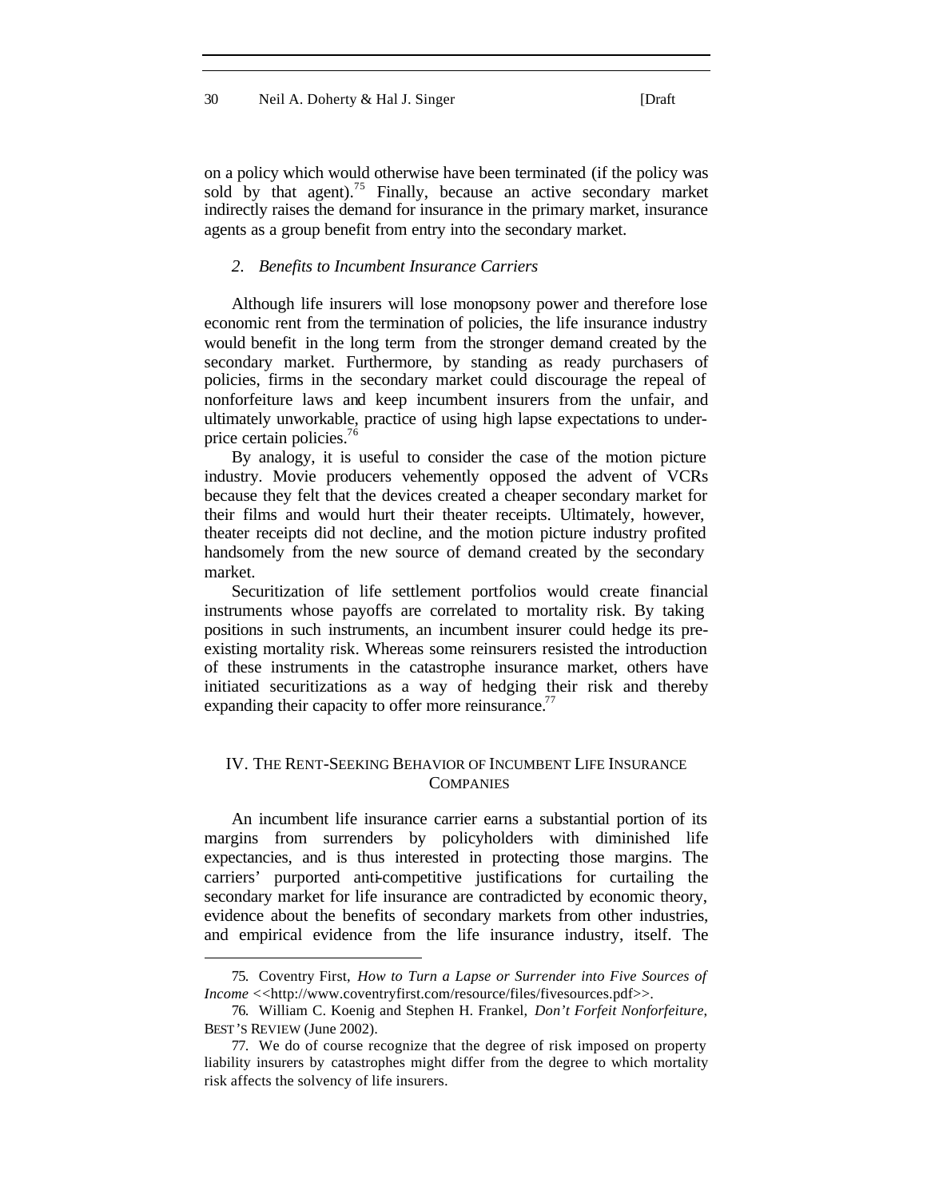on a policy which would otherwise have been terminated (if the policy was sold by that agent).[75] Finally, because an active secondary market indirectly raises the demand for insurance in the primary market, insurance agents as a group benefit from entry into the secondary market.

### *2. Benefits to Incumbent Insurance Carriers*

Although life insurers will lose monopsony power and therefore lose economic rent from the termination of policies, the life insurance industry would benefit in the long term from the stronger demand created by the secondary market. Furthermore, by standing as ready purchasers of policies, firms in the secondary market could discourage the repeal of nonforfeiture laws and keep incumbent insurers from the unfair, and ultimately unworkable, practice of using high lapse expectations to under-price certain policies.[76]

By analogy, it is useful to consider the case of the motion picture industry. Movie producers vehemently opposed the advent of VCRs because they felt that the devices created a cheaper secondary market for their films and would hurt their theater receipts. Ultimately, however, theater receipts did not decline, and the motion picture industry profited handsomely from the new source of demand created by the secondary market.

Securitization of life settlement portfolios would create financial instruments whose payoffs are correlated to mortality risk. By taking positions in such instruments, an incumbent insurer could hedge its pre-existing mortality risk. Whereas some reinsurers resisted the introduction of these instruments in the catastrophe insurance market, others have initiated securitizations as a way of hedging their risk and thereby expanding their capacity to offer more reinsurance.[77]

## IV. THE RENT-SEEKING BEHAVIOR OF INCUMBENT LIFE INSURANCE COMPANIES

An incumbent life insurance carrier earns a substantial portion of its margins from surrenders by policyholders with diminished life expectancies, and is thus interested in protecting those margins. The carriers' purported anti-competitive justifications for curtailing the secondary market for life insurance are contradicted by economic theory, evidence about the benefits of secondary markets from other industries, and empirical evidence from the life insurance industry, itself. The

---

75. Coventry First, *How to Turn a Lapse or Surrender into Five Sources of Income* <<http://www.coventryfirst.com/resource/files/fivesources.pdf>>.

76. William C. Koenig and Stephen H. Frankel, *Don't Forfeit Nonforfeiture*, BEST'S REVIEW (June 2002).

77. We do of course recognize that the degree of risk imposed on property liability insurers by catastrophes might differ from the degree to which mortality risk affects the solvency of life insurers.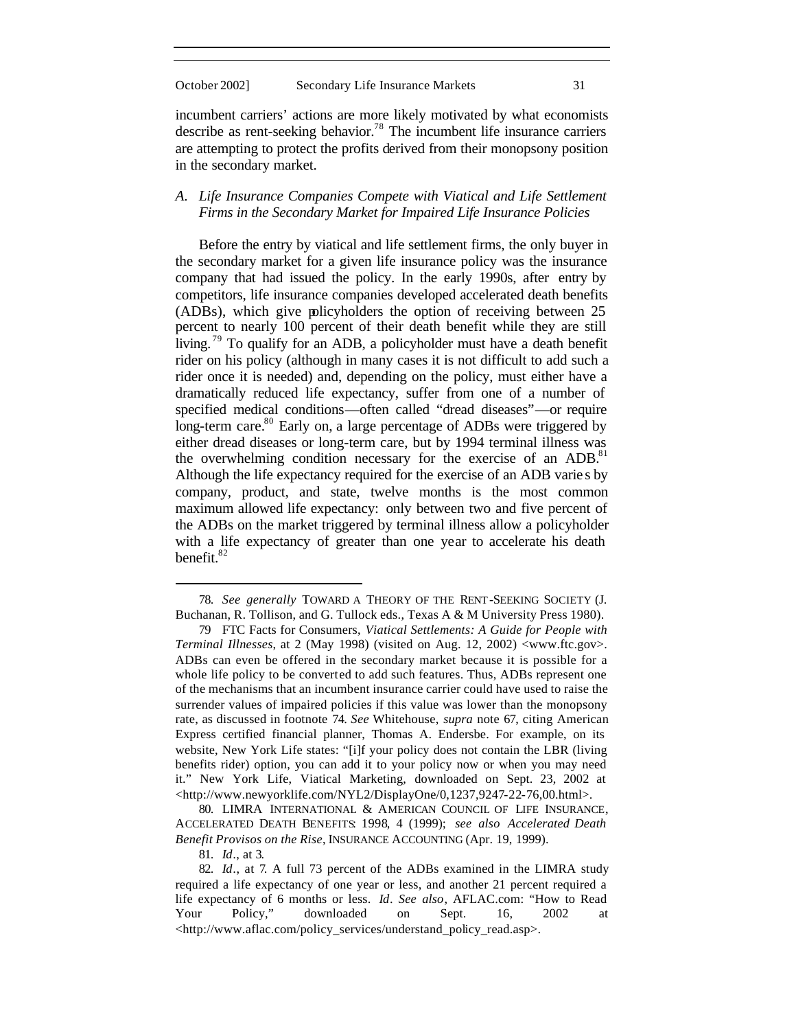incumbent carriers' actions are more likely motivated by what economists describe as rent-seeking behavior.[78] The incumbent life insurance carriers are attempting to protect the profits derived from their monopsony position in the secondary market.

### *A. Life Insurance Companies Compete with Viatical and Life Settlement Firms in the Secondary Market for Impaired Life Insurance Policies*

Before the entry by viatical and life settlement firms, the only buyer in the secondary market for a given life insurance policy was the insurance company that had issued the policy. In the early 1990s, after entry by competitors, life insurance companies developed accelerated death benefits (ADBs), which give policyholders the option of receiving between 25 percent to nearly 100 percent of their death benefit while they are still living.[79] To qualify for an ADB, a policyholder must have a death benefit rider on his policy (although in many cases it is not difficult to add such a rider once it is needed) and, depending on the policy, must either have a dramatically reduced life expectancy, suffer from one of a number of specified medical conditions—often called "dread diseases"—or require long-term care.[80] Early on, a large percentage of ADBs were triggered by either dread diseases or long-term care, but by 1994 terminal illness was the overwhelming condition necessary for the exercise of an ADB.[81] Although the life expectancy required for the exercise of an ADB varies by company, product, and state, twelve months is the most common maximum allowed life expectancy: only between two and five percent of the ADBs on the market triggered by terminal illness allow a policyholder with a life expectancy of greater than one year to accelerate his death benefit.[82]

---

78. *See generally* TOWARD A THEORY OF THE RENT-SEEKING SOCIETY (J. Buchanan, R. Tollison, and G. Tullock eds., Texas A & M University Press 1980).

79 FTC Facts for Consumers, *Viatical Settlements: A Guide for People with Terminal Illnesses*, at 2 (May 1998) (visited on Aug. 12, 2002) <www.ftc.gov>. ADBs can even be offered in the secondary market because it is possible for a whole life policy to be converted to add such features. Thus, ADBs represent one of the mechanisms that an incumbent insurance carrier could have used to raise the surrender values of impaired policies if this value was lower than the monopsony rate, as discussed in footnote 74. *See* Whitehouse, *supra* note 67, citing American Express certified financial planner, Thomas A. Endersbe. For example, on its website, New York Life states: "[i]f your policy does not contain the LBR (living benefits rider) option, you can add it to your policy now or when you may need it." New York Life, Viatical Marketing, downloaded on Sept. 23, 2002 at <http://www.newyorklife.com/NYL2/DisplayOne/0,1237,9247-22-76,00.html>.

80. LIMRA INTERNATIONAL & AMERICAN COUNCIL OF LIFE INSURANCE, ACCELERATED DEATH BENEFITS: 1998, 4 (1999); *see also Accelerated Death Benefit Provisos on the Rise*, INSURANCE ACCOUNTING (Apr. 19, 1999).

81. *Id*., at 3.

82. *Id*., at 7. A full 73 percent of the ADBs examined in the LIMRA study required a life expectancy of one year or less, and another 21 percent required a life expectancy of 6 months or less. *Id*. *See also*, AFLAC.com: "How to Read Your Policy," downloaded on Sept. 16, 2002 at <http://www.aflac.com/policy_services/understand_policy_read.asp>.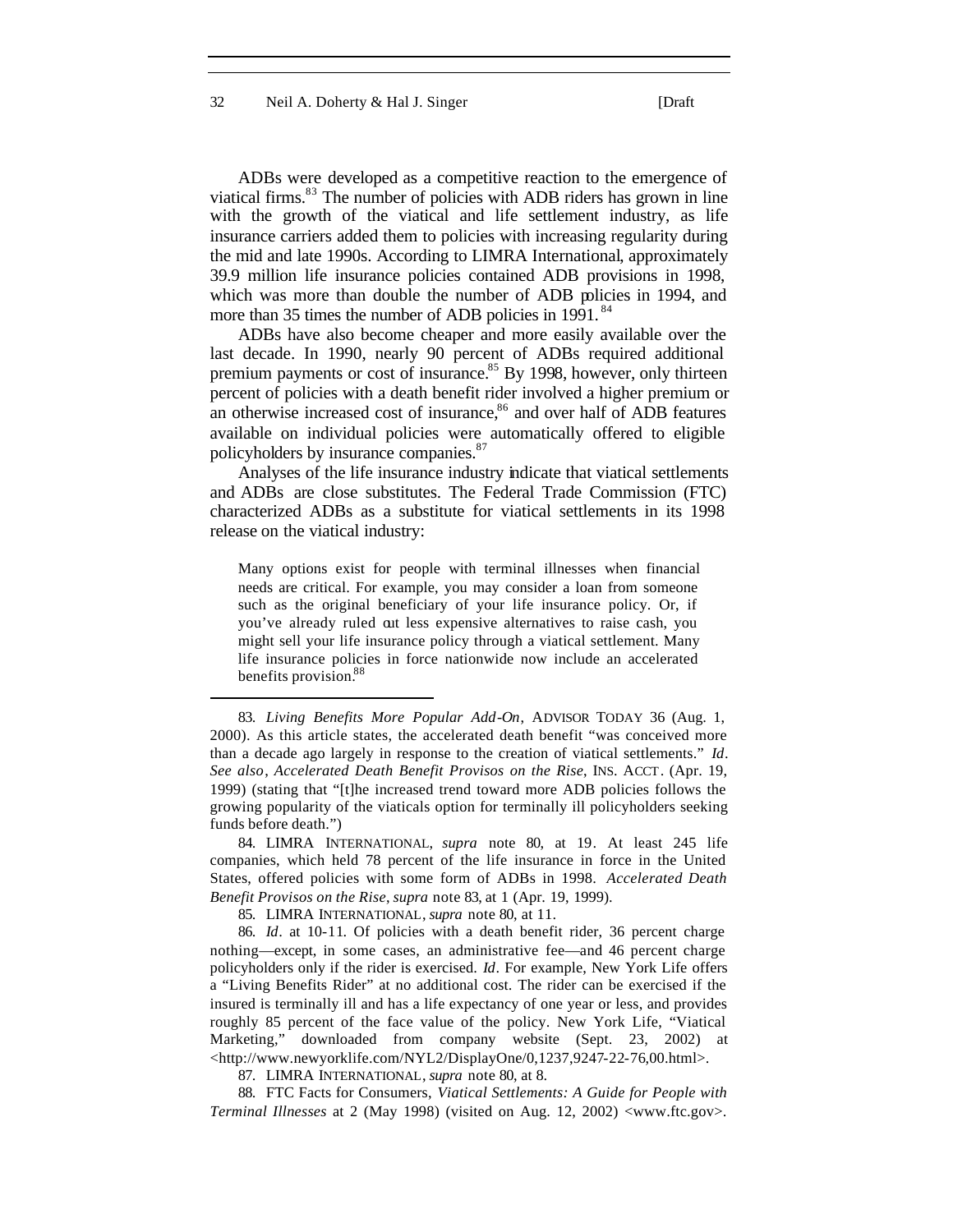ADBs were developed as a competitive reaction to the emergence of viatical firms.[83] The number of policies with ADB riders has grown in line with the growth of the viatical and life settlement industry, as life insurance carriers added them to policies with increasing regularity during the mid and late 1990s. According to LIMRA International, approximately 39.9 million life insurance policies contained ADB provisions in 1998, which was more than double the number of ADB policies in 1994, and more than 35 times the number of ADB policies in 1991.[84]

ADBs have also become cheaper and more easily available over the last decade. In 1990, nearly 90 percent of ADBs required additional premium payments or cost of insurance.[85] By 1998, however, only thirteen percent of policies with a death benefit rider involved a higher premium or an otherwise increased cost of insurance,[86] and over half of ADB features available on individual policies were automatically offered to eligible policyholders by insurance companies.[87]

Analyses of the life insurance industry indicate that viatical settlements and ADBs are close substitutes. The Federal Trade Commission (FTC) characterized ADBs as a substitute for viatical settlements in its 1998 release on the viatical industry:

> Many options exist for people with terminal illnesses when financial needs are critical. For example, you may consider a loan from someone such as the original beneficiary of your life insurance policy. Or, if you've already ruled out less expensive alternatives to raise cash, you might sell your life insurance policy through a viatical settlement. Many life insurance policies in force nationwide now include an accelerated benefits provision.[88]

---

83. *Living Benefits More Popular Add-On*, ADVISOR TODAY 36 (Aug. 1, 2000). As this article states, the accelerated death benefit "was conceived more than a decade ago largely in response to the creation of viatical settlements." *Id*. *See also*, *Accelerated Death Benefit Provisos on the Rise*, INS. ACCT. (Apr. 19, 1999) (stating that "[t]he increased trend toward more ADB policies follows the growing popularity of the viaticals option for terminally ill policyholders seeking funds before death.")

84. LIMRA INTERNATIONAL, *supra* note 80, at 19. At least 245 life companies, which held 78 percent of the life insurance in force in the United States, offered policies with some form of ADBs in 1998. *Accelerated Death Benefit Provisos on the Rise*, *supra* note 83, at 1 (Apr. 19, 1999).

85. LIMRA INTERNATIONAL, *supra* note 80, at 11.

86. *Id*. at 10-11. Of policies with a death benefit rider, 36 percent charge nothing—except, in some cases, an administrative fee—and 46 percent charge policyholders only if the rider is exercised. *Id*. For example, New York Life offers a "Living Benefits Rider" at no additional cost. The rider can be exercised if the insured is terminally ill and has a life expectancy of one year or less, and provides roughly 85 percent of the face value of the policy. New York Life, "Viatical Marketing," downloaded from company website (Sept. 23, 2002) at <http://www.newyorklife.com/NYL2/DisplayOne/0,1237,9247-22-76,00.html>.

87. LIMRA INTERNATIONAL, *supra* note 80, at 8.

88. FTC Facts for Consumers, *Viatical Settlements: A Guide for People with Terminal Illnesses* at 2 (May 1998) (visited on Aug. 12, 2002) <www.ftc.gov>.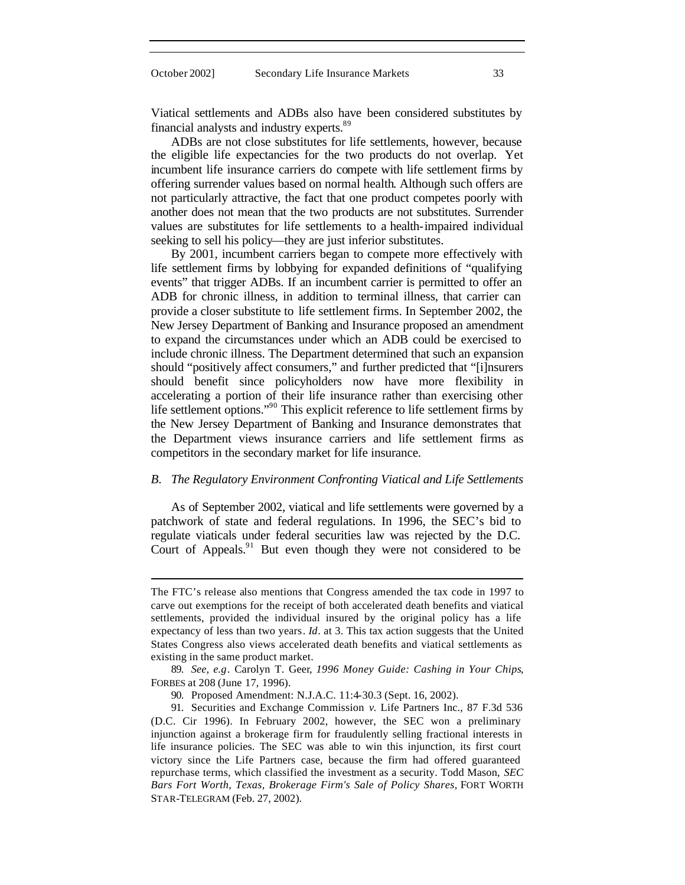Viatical settlements and ADBs also have been considered substitutes by financial analysts and industry experts.[89]

ADBs are not close substitutes for life settlements, however, because the eligible life expectancies for the two products do not overlap. Yet incumbent life insurance carriers do compete with life settlement firms by offering surrender values based on normal health. Although such offers are not particularly attractive, the fact that one product competes poorly with another does not mean that the two products are not substitutes. Surrender values are substitutes for life settlements to a health-impaired individual seeking to sell his policy—they are just inferior substitutes.

By 2001, incumbent carriers began to compete more effectively with life settlement firms by lobbying for expanded definitions of "qualifying events" that trigger ADBs. If an incumbent carrier is permitted to offer an ADB for chronic illness, in addition to terminal illness, that carrier can provide a closer substitute to life settlement firms. In September 2002, the New Jersey Department of Banking and Insurance proposed an amendment to expand the circumstances under which an ADB could be exercised to include chronic illness. The Department determined that such an expansion should "positively affect consumers," and further predicted that "[i]nsurers should benefit since policyholders now have more flexibility in accelerating a portion of their life insurance rather than exercising other life settlement options."[90] This explicit reference to life settlement firms by the New Jersey Department of Banking and Insurance demonstrates that the Department views insurance carriers and life settlement firms as competitors in the secondary market for life insurance.

### *B. The Regulatory Environment Confronting Viatical and Life Settlements*

As of September 2002, viatical and life settlements were governed by a patchwork of state and federal regulations. In 1996, the SEC's bid to regulate viaticals under federal securities law was rejected by the D.C. Court of Appeals.[91] But even though they were not considered to be

---

The FTC's release also mentions that Congress amended the tax code in 1997 to carve out exemptions for the receipt of both accelerated death benefits and viatical settlements, provided the individual insured by the original policy has a life expectancy of less than two years. *Id*. at 3. This tax action suggests that the United States Congress also views accelerated death benefits and viatical settlements as existing in the same product market.

89. *See, e.g*. Carolyn T. Geer, *1996 Money Guide: Cashing in Your Chips*, FORBES at 208 (June 17, 1996).

90. Proposed Amendment: N.J.A.C. 11:4-30.3 (Sept. 16, 2002).

91. Securities and Exchange Commission *v.* Life Partners Inc., 87 F.3d 536 (D.C. Cir 1996). In February 2002, however, the SEC won a preliminary injunction against a brokerage firm for fraudulently selling fractional interests in life insurance policies. The SEC was able to win this injunction, its first court victory since the Life Partners case, because the firm had offered guaranteed repurchase terms, which classified the investment as a security. Todd Mason, *SEC Bars Fort Worth, Texas, Brokerage Firm's Sale of Policy Shares*, FORT WORTH STAR-TELEGRAM (Feb. 27, 2002).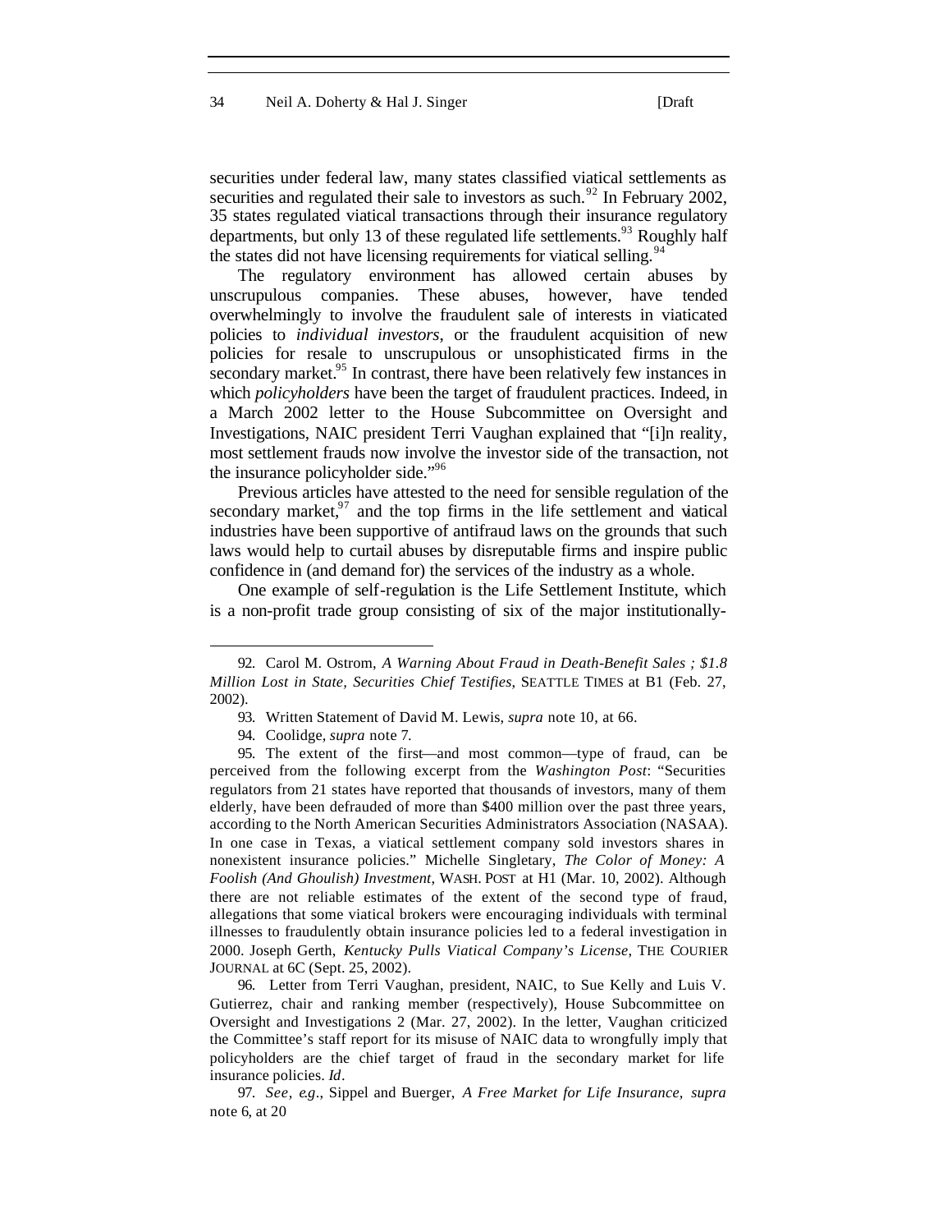securities under federal law, many states classified viatical settlements as securities and regulated their sale to investors as such.[92] In February 2002, 35 states regulated viatical transactions through their insurance regulatory departments, but only 13 of these regulated life settlements.[93] Roughly half the states did not have licensing requirements for viatical selling.[94]

The regulatory environment has allowed certain abuses by unscrupulous companies. These abuses, however, have tended overwhelmingly to involve the fraudulent sale of interests in viaticated policies to *individual investors*, or the fraudulent acquisition of new policies for resale to unscrupulous or unsophisticated firms in the secondary market.[95] In contrast, there have been relatively few instances in which *policyholders* have been the target of fraudulent practices. Indeed, in a March 2002 letter to the House Subcommittee on Oversight and Investigations, NAIC president Terri Vaughan explained that "[i]n reality, most settlement frauds now involve the investor side of the transaction, not the insurance policyholder side."[96]

Previous articles have attested to the need for sensible regulation of the secondary market,[97] and the top firms in the life settlement and viatical industries have been supportive of antifraud laws on the grounds that such laws would help to curtail abuses by disreputable firms and inspire public confidence in (and demand for) the services of the industry as a whole.

One example of self-regulation is the Life Settlement Institute, which is a non-profit trade group consisting of six of the major institutionally-

---

92. Carol M. Ostrom, *A Warning About Fraud in Death-Benefit Sales ; $1.8 Million Lost in State, Securities Chief Testifies*, SEATTLE TIMES at B1 (Feb. 27, 2002).

93. Written Statement of David M. Lewis, *supra* note 10, at 66.

94. Coolidge, *supra* note 7.

95. The extent of the first—and most common—type of fraud, can be perceived from the following excerpt from the *Washington Post*: "Securities regulators from 21 states have reported that thousands of investors, many of them elderly, have been defrauded of more than $400 million over the past three years, according to the North American Securities Administrators Association (NASAA). In one case in Texas, a viatical settlement company sold investors shares in nonexistent insurance policies." Michelle Singletary, *The Color of Money: A Foolish (And Ghoulish) Investment*, WASH. POST at H1 (Mar. 10, 2002). Although there are not reliable estimates of the extent of the second type of fraud, allegations that some viatical brokers were encouraging individuals with terminal illnesses to fraudulently obtain insurance policies led to a federal investigation in 2000. Joseph Gerth, *Kentucky Pulls Viatical Company's License*, THE COURIER JOURNAL at 6C (Sept. 25, 2002).

96. Letter from Terri Vaughan, president, NAIC, to Sue Kelly and Luis V. Gutierrez, chair and ranking member (respectively), House Subcommittee on Oversight and Investigations 2 (Mar. 27, 2002). In the letter, Vaughan criticized the Committee's staff report for its misuse of NAIC data to wrongfully imply that policyholders are the chief target of fraud in the secondary market for life insurance policies. *Id*.

97. *See, e.g.*, Sippel and Buerger, *A Free Market for Life Insurance, supra* note 6, at 20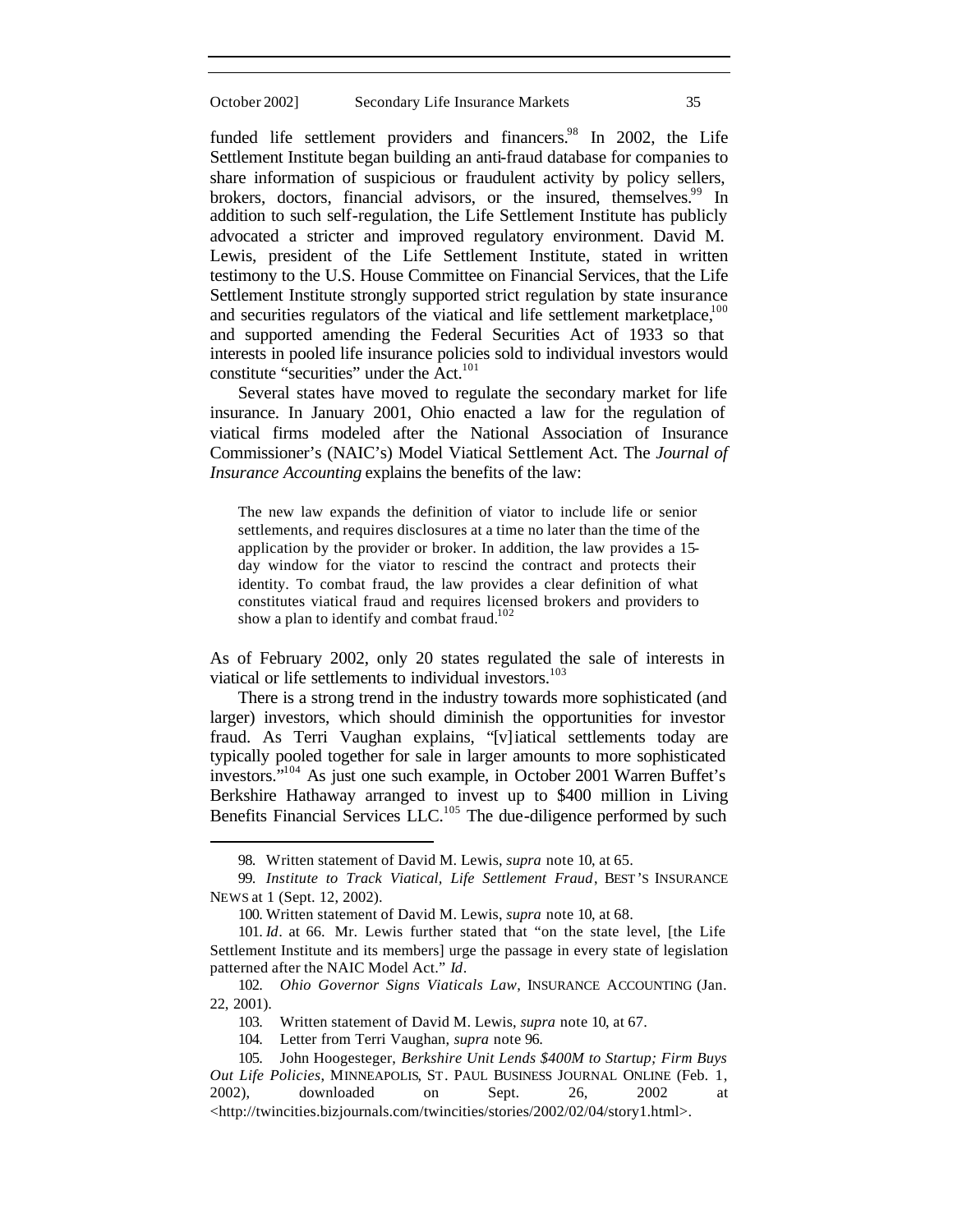funded life settlement providers and financers.[98] In 2002, the Life Settlement Institute began building an anti-fraud database for companies to share information of suspicious or fraudulent activity by policy sellers, brokers, doctors, financial advisors, or the insured, themselves.[99] In addition to such self-regulation, the Life Settlement Institute has publicly advocated a stricter and improved regulatory environment. David M. Lewis, president of the Life Settlement Institute, stated in written testimony to the U.S. House Committee on Financial Services, that the Life Settlement Institute strongly supported strict regulation by state insurance and securities regulators of the viatical and life settlement marketplace,[100] and supported amending the Federal Securities Act of 1933 so that interests in pooled life insurance policies sold to individual investors would constitute "securities" under the Act.[101]

Several states have moved to regulate the secondary market for life insurance. In January 2001, Ohio enacted a law for the regulation of viatical firms modeled after the National Association of Insurance Commissioner's (NAIC's) Model Viatical Settlement Act. The *Journal of Insurance Accounting* explains the benefits of the law:

> The new law expands the definition of viator to include life or senior settlements, and requires disclosures at a time no later than the time of the application by the provider or broker. In addition, the law provides a 15-day window for the viator to rescind the contract and protects their identity. To combat fraud, the law provides a clear definition of what constitutes viatical fraud and requires licensed brokers and providers to show a plan to identify and combat fraud.[102]

As of February 2002, only 20 states regulated the sale of interests in viatical or life settlements to individual investors.[103]

There is a strong trend in the industry towards more sophisticated (and larger) investors, which should diminish the opportunities for investor fraud. As Terri Vaughan explains, "[v]iatical settlements today are typically pooled together for sale in larger amounts to more sophisticated investors."[104] As just one such example, in October 2001 Warren Buffet's Berkshire Hathaway arranged to invest up to $400 million in Living Benefits Financial Services LLC.[105] The due-diligence performed by such

---

98. Written statement of David M. Lewis, *supra* note 10, at 65.

99. *Institute to Track Viatical, Life Settlement Fraud*, BEST'S INSURANCE NEWS at 1 (Sept. 12, 2002).

100. Written statement of David M. Lewis, *supra* note 10, at 68.

101. *Id*. at 66. Mr. Lewis further stated that "on the state level, [the Life Settlement Institute and its members] urge the passage in every state of legislation patterned after the NAIC Model Act." *Id*.

102. *Ohio Governor Signs Viaticals Law*, INSURANCE ACCOUNTING (Jan. 22, 2001).

103. Written statement of David M. Lewis, *supra* note 10, at 67.

104. Letter from Terri Vaughan, *supra* note 96.

105. John Hoogesteger, *Berkshire Unit Lends $400M to Startup; Firm Buys Out Life Policies*, MINNEAPOLIS, ST. PAUL BUSINESS JOURNAL ONLINE (Feb. 1, 2002), downloaded on Sept. 26, 2002 at <http://twincities.bizjournals.com/twincities/stories/2002/02/04/story1.html>.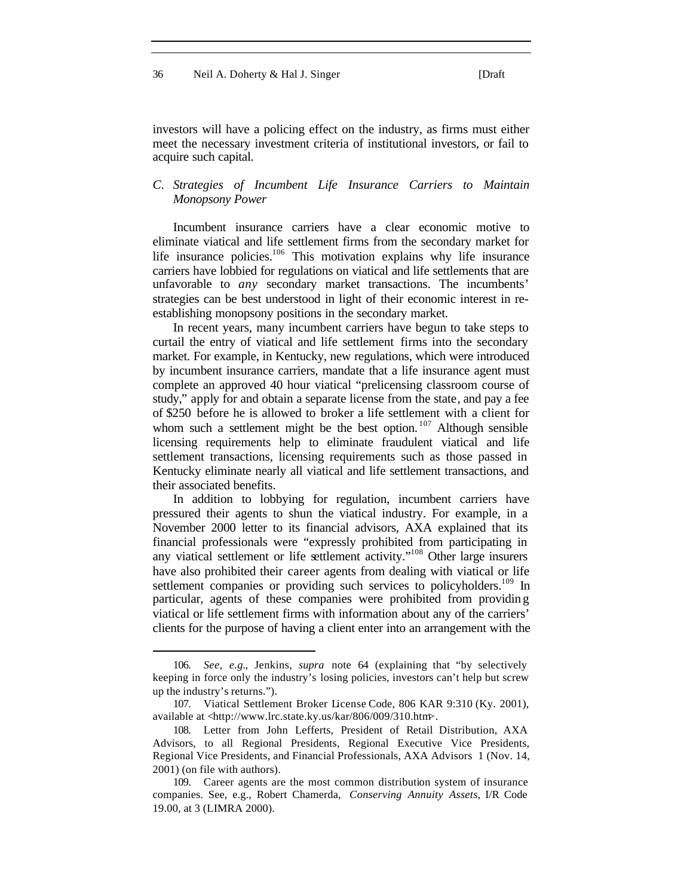investors will have a policing effect on the industry, as firms must either meet the necessary investment criteria of institutional investors, or fail to acquire such capital.

### C. *Strategies of Incumbent Life Insurance Carriers to Maintain Monopsony Power*

Incumbent insurance carriers have a clear economic motive to eliminate viatical and life settlement firms from the secondary market for life insurance policies.[106] This motivation explains why life insurance carriers have lobbied for regulations on viatical and life settlements that are unfavorable to *any* secondary market transactions. The incumbents' strategies can be best understood in light of their economic interest in re-establishing monopsony positions in the secondary market.

In recent years, many incumbent carriers have begun to take steps to curtail the entry of viatical and life settlement firms into the secondary market. For example, in Kentucky, new regulations, which were introduced by incumbent insurance carriers, mandate that a life insurance agent must complete an approved 40 hour viatical "prelicensing classroom course of study," apply for and obtain a separate license from the state, and pay a fee of $250 before he is allowed to broker a life settlement with a client for whom such a settlement might be the best option.[107] Although sensible licensing requirements help to eliminate fraudulent viatical and life settlement transactions, licensing requirements such as those passed in Kentucky eliminate nearly all viatical and life settlement transactions, and their associated benefits.

In addition to lobbying for regulation, incumbent carriers have pressured their agents to shun the viatical industry. For example, in a November 2000 letter to its financial advisors, AXA explained that its financial professionals were "expressly prohibited from participating in any viatical settlement or life settlement activity."[108] Other large insurers have also prohibited their career agents from dealing with viatical or life settlement companies or providing such services to policyholders.[109] In particular, agents of these companies were prohibited from providing viatical or life settlement firms with information about any of the carriers' clients for the purpose of having a client enter into an arrangement with the

---

106. *See, e.g.*, Jenkins, *supra* note 64 (explaining that "by selectively keeping in force only the industry's losing policies, investors can't help but screw up the industry's returns.").

107. Viatical Settlement Broker License Code, 806 KAR 9:310 (Ky. 2001), available at <http://www.lrc.state.ky.us/kar/806/009/310.htm>.

108. Letter from John Lefferts, President of Retail Distribution, AXA Advisors, to all Regional Presidents, Regional Executive Vice Presidents, Regional Vice Presidents, and Financial Professionals, AXA Advisors 1 (Nov. 14, 2001) (on file with authors).

109. Career agents are the most common distribution system of insurance companies. See, e.g., Robert Chamerda, *Conserving Annuity Assets*, I/R Code 19.00, at 3 (LIMRA 2000).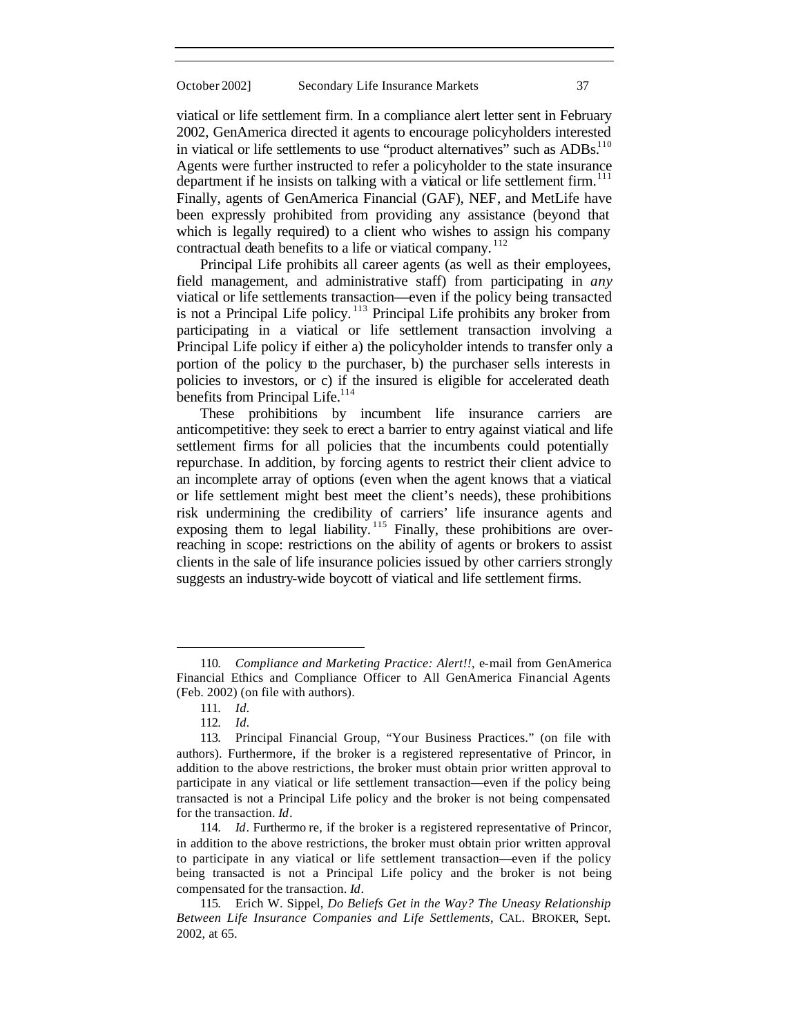viatical or life settlement firm. In a compliance alert letter sent in February 2002, GenAmerica directed it agents to encourage policyholders interested in viatical or life settlements to use "product alternatives" such as ADBs.[110] Agents were further instructed to refer a policyholder to the state insurance department if he insists on talking with a viatical or life settlement firm.[111] Finally, agents of GenAmerica Financial (GAF), NEF, and MetLife have been expressly prohibited from providing any assistance (beyond that which is legally required) to a client who wishes to assign his company contractual death benefits to a life or viatical company.[112]

Principal Life prohibits all career agents (as well as their employees, field management, and administrative staff) from participating in *any* viatical or life settlements transaction—even if the policy being transacted is not a Principal Life policy.[113] Principal Life prohibits any broker from participating in a viatical or life settlement transaction involving a Principal Life policy if either a) the policyholder intends to transfer only a portion of the policy to the purchaser, b) the purchaser sells interests in policies to investors, or c) if the insured is eligible for accelerated death benefits from Principal Life.[114]

These prohibitions by incumbent life insurance carriers are anticompetitive: they seek to erect a barrier to entry against viatical and life settlement firms for all policies that the incumbents could potentially repurchase. In addition, by forcing agents to restrict their client advice to an incomplete array of options (even when the agent knows that a viatical or life settlement might best meet the client's needs), these prohibitions risk undermining the credibility of carriers' life insurance agents and exposing them to legal liability.[115] Finally, these prohibitions are over-reaching in scope: restrictions on the ability of agents or brokers to assist clients in the sale of life insurance policies issued by other carriers strongly suggests an industry-wide boycott of viatical and life settlement firms.

---

110. *Compliance and Marketing Practice: Alert!!*, e-mail from GenAmerica Financial Ethics and Compliance Officer to All GenAmerica Financial Agents (Feb. 2002) (on file with authors).

111. *Id*.

112. *Id*.

113. Principal Financial Group, "Your Business Practices." (on file with authors). Furthermore, if the broker is a registered representative of Princor, in addition to the above restrictions, the broker must obtain prior written approval to participate in any viatical or life settlement transaction—even if the policy being transacted is not a Principal Life policy and the broker is not being compensated for the transaction. *Id*.

114. *Id*. Furthermore, if the broker is a registered representative of Princor, in addition to the above restrictions, the broker must obtain prior written approval to participate in any viatical or life settlement transaction—even if the policy being transacted is not a Principal Life policy and the broker is not being compensated for the transaction. *Id*.

115. Erich W. Sippel, *Do Beliefs Get in the Way? The Uneasy Relationship Between Life Insurance Companies and Life Settlements*, CAL. BROKER, Sept. 2002, at 65.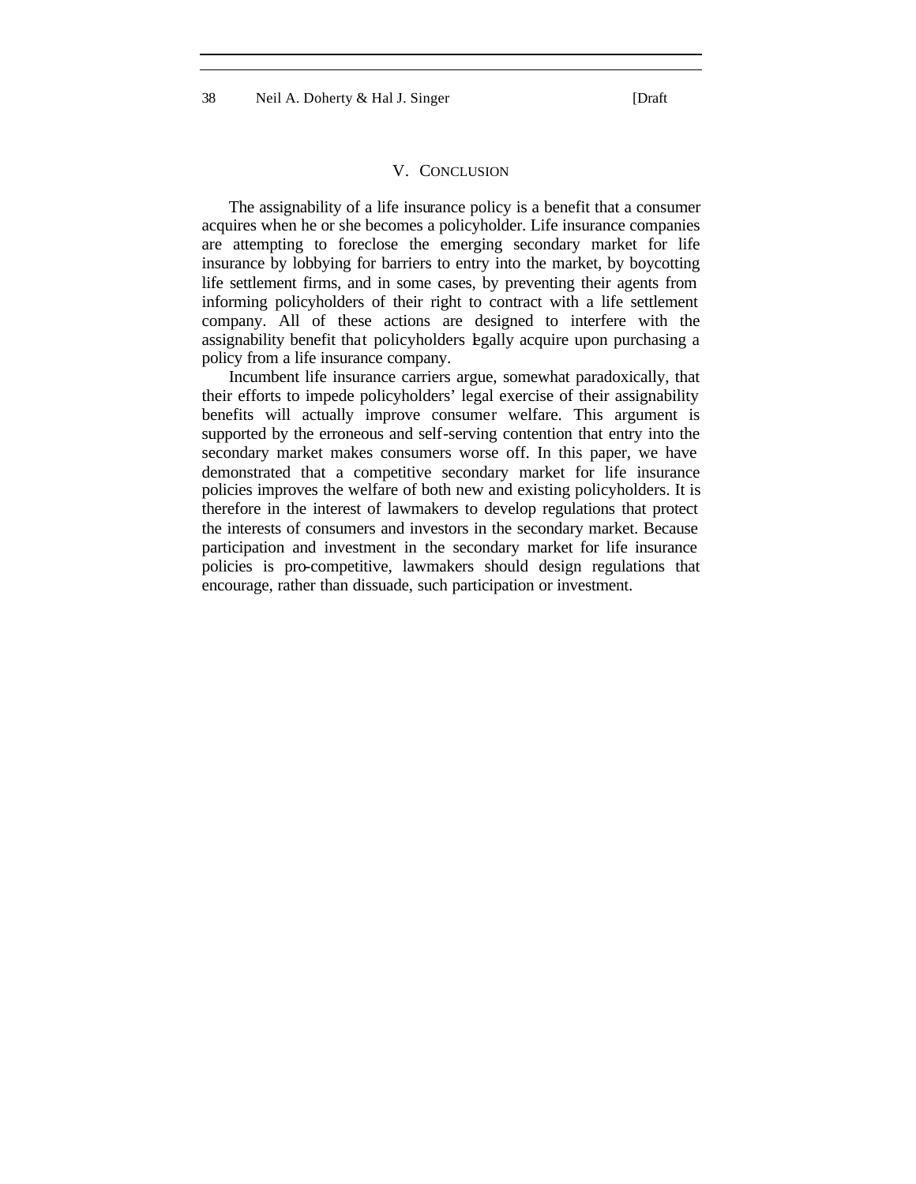## V. CONCLUSION

The assignability of a life insurance policy is a benefit that a consumer acquires when he or she becomes a policyholder. Life insurance companies are attempting to foreclose the emerging secondary market for life insurance by lobbying for barriers to entry into the market, by boycotting life settlement firms, and in some cases, by preventing their agents from informing policyholders of their right to contract with a life settlement company. All of these actions are designed to interfere with the assignability benefit that policyholders legally acquire upon purchasing a policy from a life insurance company.

Incumbent life insurance carriers argue, somewhat paradoxically, that their efforts to impede policyholders' legal exercise of their assignability benefits will actually improve consumer welfare. This argument is supported by the erroneous and self-serving contention that entry into the secondary market makes consumers worse off. In this paper, we have demonstrated that a competitive secondary market for life insurance policies improves the welfare of both new and existing policyholders. It is therefore in the interest of lawmakers to develop regulations that protect the interests of consumers and investors in the secondary market. Because participation and investment in the secondary market for life insurance policies is pro-competitive, lawmakers should design regulations that encourage, rather than dissuade, such participation or investment.